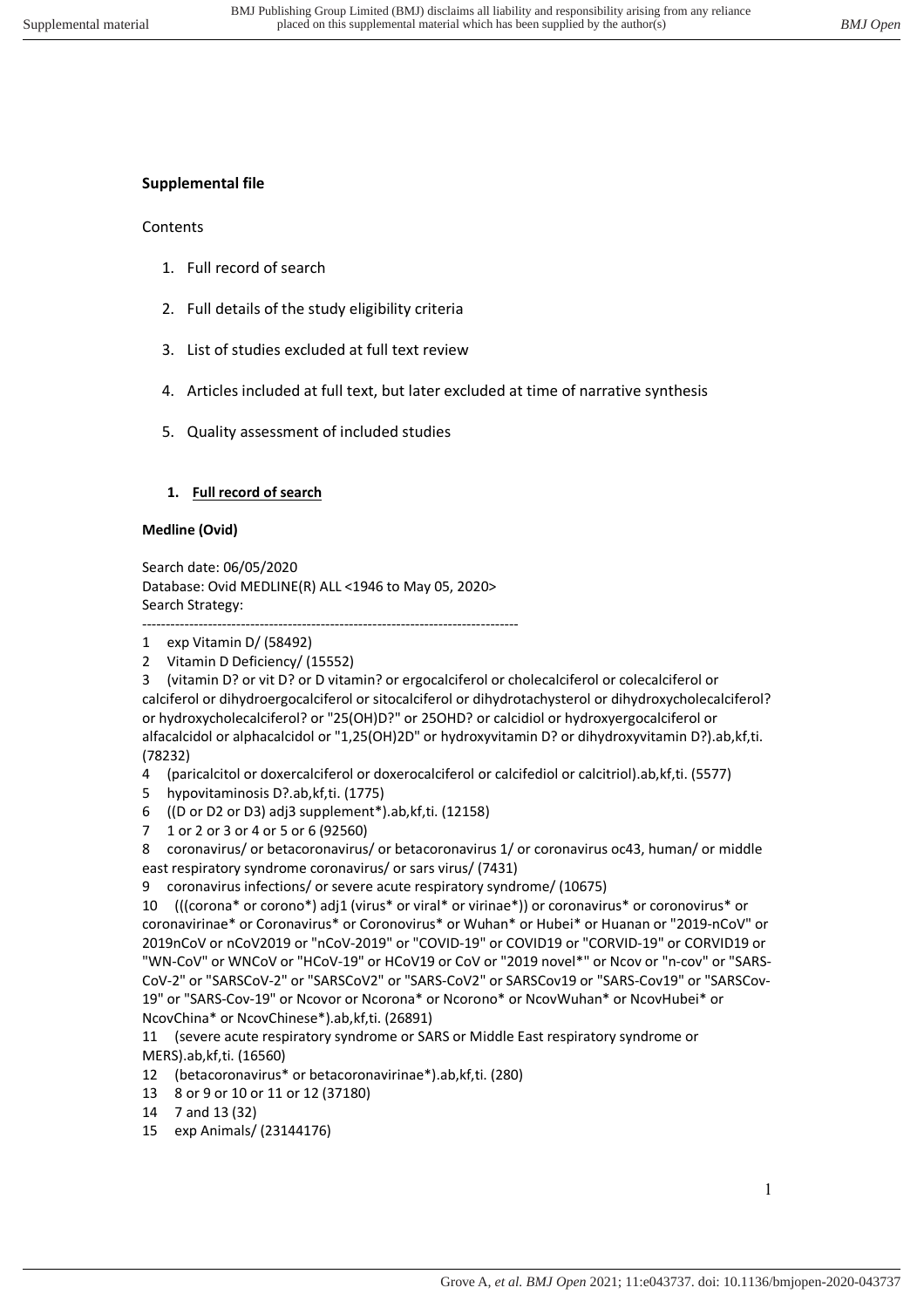**Supplemental file**

Contents

1. Full record of search
2. Full details of the study eligibility criteria
3. List of studies excluded at full text review
4. Articles included at full text, but later excluded at time of narrative synthesis
5. Quality assessment of included studies

## 1. Full record of search

**Medline (Ovid)**

Search date: 06/05/2020
Database: Ovid MEDLINE(R) ALL <1946 to May 05, 2020>
Search Strategy:

--------------------------------------------------------------------------------

1 exp Vitamin D/ (58492)
2 Vitamin D Deficiency/ (15552)
3 (vitamin D? or vit D? or D vitamin? or ergocalciferol or cholecalciferol or colecalciferol or calciferol or dihydroergocalciferol or sitocalciferol or dihydrotachysterol or dihydroxycholecalciferol? or hydroxycholecalciferol? or "25(OH)D?" or 25OHD? or calcidiol or hydroxyergocalciferol or alfacalcidol or alphacalcidol or "1,25(OH)2D" or hydroxyvitamin D? or dihydroxyvitamin D?).ab,kf,ti. (78232)
4 (paricalcitol or doxercalciferol or doxerocalciferol or calcifediol or calcitriol).ab,kf,ti. (5577)
5 hypovitaminosis D?.ab,kf,ti. (1775)
6 ((D or D2 or D3) adj3 supplement*).ab,kf,ti. (12158)
7 1 or 2 or 3 or 4 or 5 or 6 (92560)
8 coronavirus/ or betacoronavirus/ or betacoronavirus 1/ or coronavirus oc43, human/ or middle east respiratory syndrome coronavirus/ or sars virus/ (7431)
9 coronavirus infections/ or severe acute respiratory syndrome/ (10675)
10 (((corona* or corono*) adj1 (virus* or viral* or virinae*)) or coronavirus* or coronovirus* or coronavirinae* or Coronavirus* or Coronovirus* or Wuhan* or Hubei* or Huanan or "2019-nCoV" or 2019nCoV or nCoV2019 or "nCoV-2019" or "COVID-19" or COVID19 or "CORVID-19" or CORVID19 or "WN-CoV" or WNCoV or "HCoV-19" or HCoV19 or CoV or "2019 novel*" or Ncov or "n-cov" or "SARS-CoV-2" or "SARSCoV-2" or "SARSCoV2" or "SARS-CoV2" or SARSCov19 or "SARS-Cov19" or "SARSCov-19" or "SARS-Cov-19" or Ncovor or Ncorona* or Ncorono* or NcovWuhan* or NcovHubei* or NcovChina* or NcovChinese*).ab,kf,ti. (26891)
11 (severe acute respiratory syndrome or SARS or Middle East respiratory syndrome or MERS).ab,kf,ti. (16560)
12 (betacoronavirus* or betacoronavirinae*).ab,kf,ti. (280)
13 8 or 9 or 10 or 11 or 12 (37180)
14 7 and 13 (32)
15 exp Animals/ (23144176)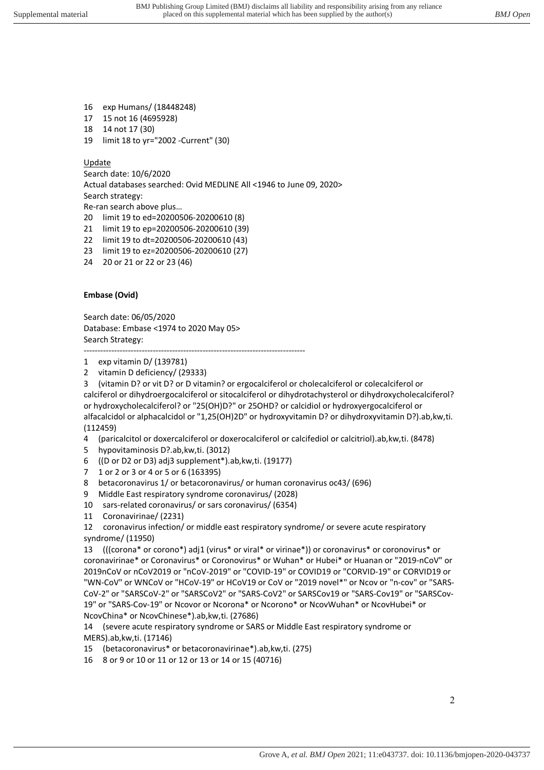16 exp Humans/ (18448248)
17 15 not 16 (4695928)
18 14 not 17 (30)
19 limit 18 to yr="2002 -Current" (30)

Update

Search date: 10/6/2020
Actual databases searched: Ovid MEDLINE All <1946 to June 09, 2020>
Search strategy:
Re-ran search above plus…

20 limit 19 to ed=20200506-20200610 (8)
21 limit 19 to ep=20200506-20200610 (39)
22 limit 19 to dt=20200506-20200610 (43)
23 limit 19 to ez=20200506-20200610 (27)
24 20 or 21 or 22 or 23 (46)

**Embase (Ovid)**

Search date: 06/05/2020
Database: Embase <1974 to 2020 May 05>
Search Strategy:

--------------------------------------------------------------------------------

1 exp vitamin D/ (139781)
2 vitamin D deficiency/ (29333)
3 (vitamin D? or vit D? or D vitamin? or ergocalciferol or cholecalciferol or colecalciferol or calciferol or dihydroergocalciferol or sitocalciferol or dihydrotachysterol or dihydroxycholecalciferol? or hydroxycholecalciferol? or "25(OH)D?" or 25OHD? or calcidiol or hydroxyergocalciferol or alfacalcidol or alphacalcidol or "1,25(OH)2D" or hydroxyvitamin D? or dihydroxyvitamin D?).ab,kw,ti. (112459)
4 (paricalcitol or doxercalciferol or doxerocalciferol or calcifediol or calcitriol).ab,kw,ti. (8478)
5 hypovitaminosis D?.ab,kw,ti. (3012)
6 ((D or D2 or D3) adj3 supplement*).ab,kw,ti. (19177)
7 1 or 2 or 3 or 4 or 5 or 6 (163395)
8 betacoronavirus 1/ or betacoronavirus/ or human coronavirus oc43/ (696)
9 Middle East respiratory syndrome coronavirus/ (2028)
10 sars-related coronavirus/ or sars coronavirus/ (6354)
11 Coronavirinae/ (2231)
12 coronavirus infection/ or middle east respiratory syndrome/ or severe acute respiratory syndrome/ (11950)
13 (((corona* or corono*) adj1 (virus* or viral* or virinae*)) or coronavirus* or coronovirus* or coronavirinae* or Coronavirus* or Coronovirus* or Wuhan* or Hubei* or Huanan or "2019-nCoV" or 2019nCoV or nCoV2019 or "nCoV-2019" or "COVID-19" or COVID19 or "CORVID-19" or CORVID19 or "WN-CoV" or WNCoV or "HCoV-19" or HCoV19 or CoV or "2019 novel*" or Ncov or "n-cov" or "SARS-CoV-2" or "SARSCoV-2" or "SARSCoV2" or "SARS-CoV2" or SARSCov19 or "SARS-Cov19" or "SARSCov-19" or "SARS-Cov-19" or Ncovor or Ncorona* or Ncorono* or NcovWuhan* or NcovHubei* or NcovChina* or NcovChinese*).ab,kw,ti. (27686)
14 (severe acute respiratory syndrome or SARS or Middle East respiratory syndrome or MERS).ab,kw,ti. (17146)
15 (betacoronavirus* or betacoronavirinae*).ab,kw,ti. (275)
16 8 or 9 or 10 or 11 or 12 or 13 or 14 or 15 (40716)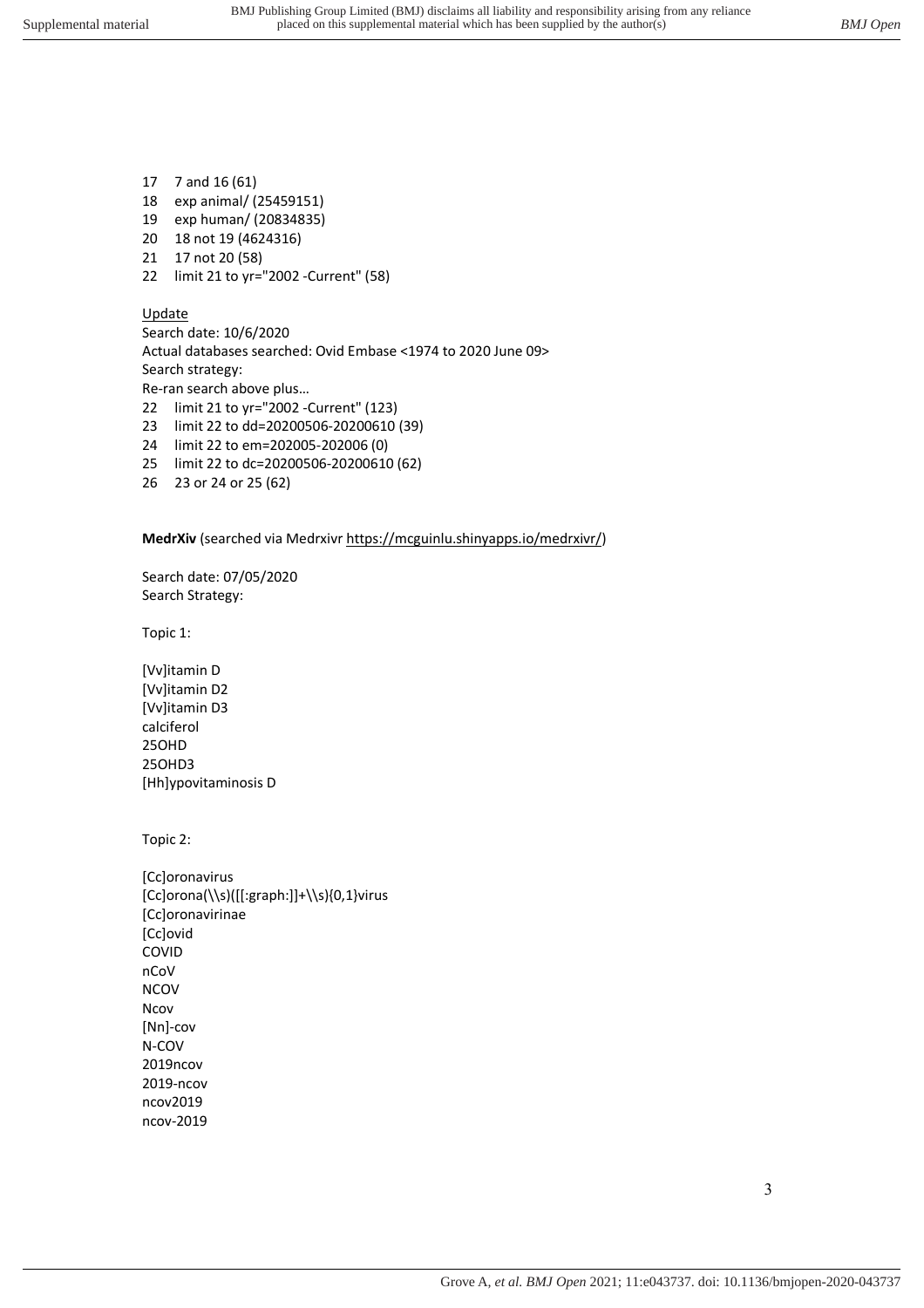17 7 and 16 (61)
18 exp animal/ (25459151)
19 exp human/ (20834835)
20 18 not 19 (4624316)
21 17 not 20 (58)
22 limit 21 to yr="2002 -Current" (58)

Update
Search date: 10/6/2020
Actual databases searched: Ovid Embase <1974 to 2020 June 09>
Search strategy:
Re-ran search above plus…
22 limit 21 to yr="2002 -Current" (123)
23 limit 22 to dd=20200506-20200610 (39)
24 limit 22 to em=202005-202006 (0)
25 limit 22 to dc=20200506-20200610 (62)
26 23 or 24 or 25 (62)

**MedrXiv** (searched via Medrxivr https://mcguinlu.shinyapps.io/medrxivr/)

Search date: 07/05/2020
Search Strategy:

Topic 1:

[Vv]itamin D
[Vv]itamin D2
[Vv]itamin D3
calciferol
25OHD
25OHD3
[Hh]ypovitaminosis D

Topic 2:

[Cc]oronavirus
[Cc]orona(\\s)([[:graph:]]+\\s){0,1}virus
[Cc]oronavirinae
[Cc]ovid
COVID
nCoV
NCOV
Ncov
[Nn]-cov
N-COV
2019ncov
2019-ncov
ncov2019
ncov-2019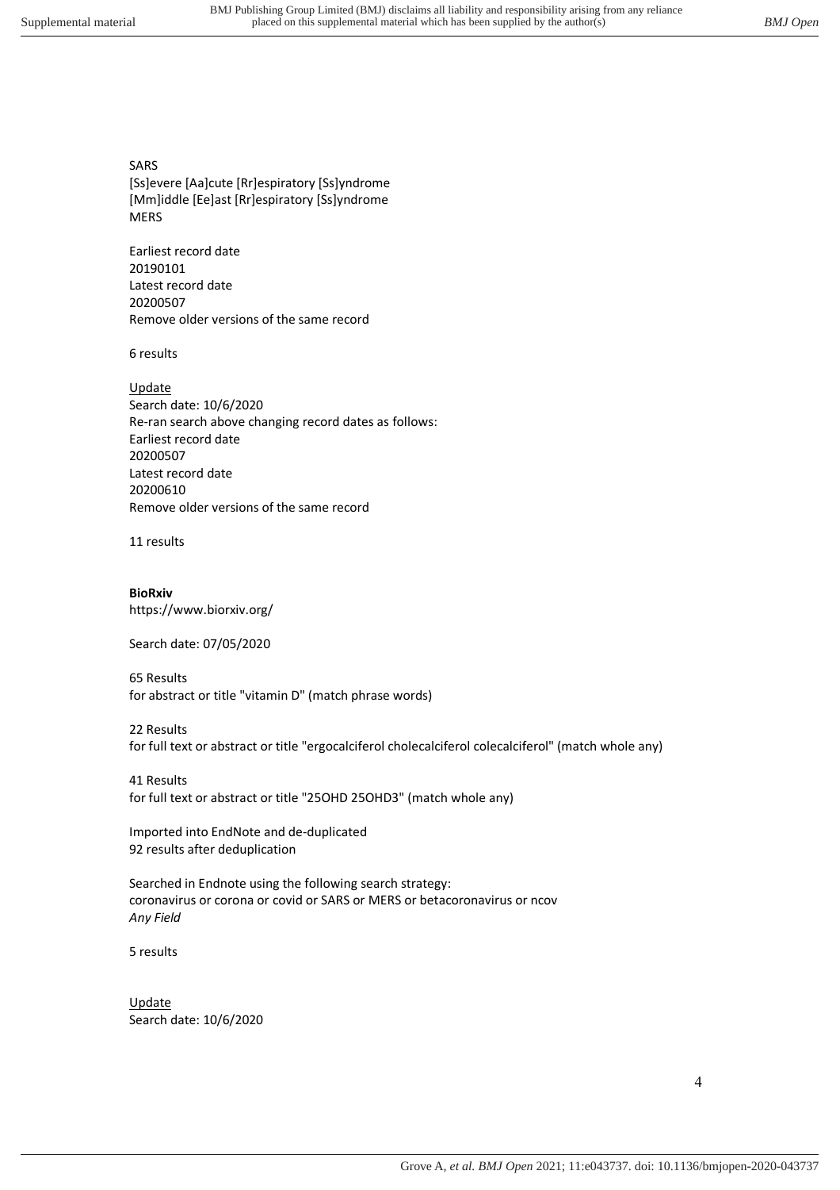SARS
[Ss]evere [Aa]cute [Rr]espiratory [Ss]yndrome
[Mm]iddle [Ee]ast [Rr]espiratory [Ss]yndrome
MERS

Earliest record date
20190101
Latest record date
20200507
Remove older versions of the same record

6 results

<u>Update</u>
Search date: 10/6/2020
Re-ran search above changing record dates as follows:
Earliest record date
20200507
Latest record date
20200610
Remove older versions of the same record

11 results

**BioRxiv**
https://www.biorxiv.org/

Search date: 07/05/2020

65 Results
for abstract or title "vitamin D" (match phrase words)

22 Results
for full text or abstract or title "ergocalciferol cholecalciferol colecalciferol" (match whole any)

41 Results
for full text or abstract or title "25OHD 25OHD3" (match whole any)

Imported into EndNote and de-duplicated
92 results after deduplication

Searched in Endnote using the following search strategy:
coronavirus or corona or covid or SARS or MERS or betacoronavirus or ncov
*Any Field*

5 results

<u>Update</u>
Search date: 10/6/2020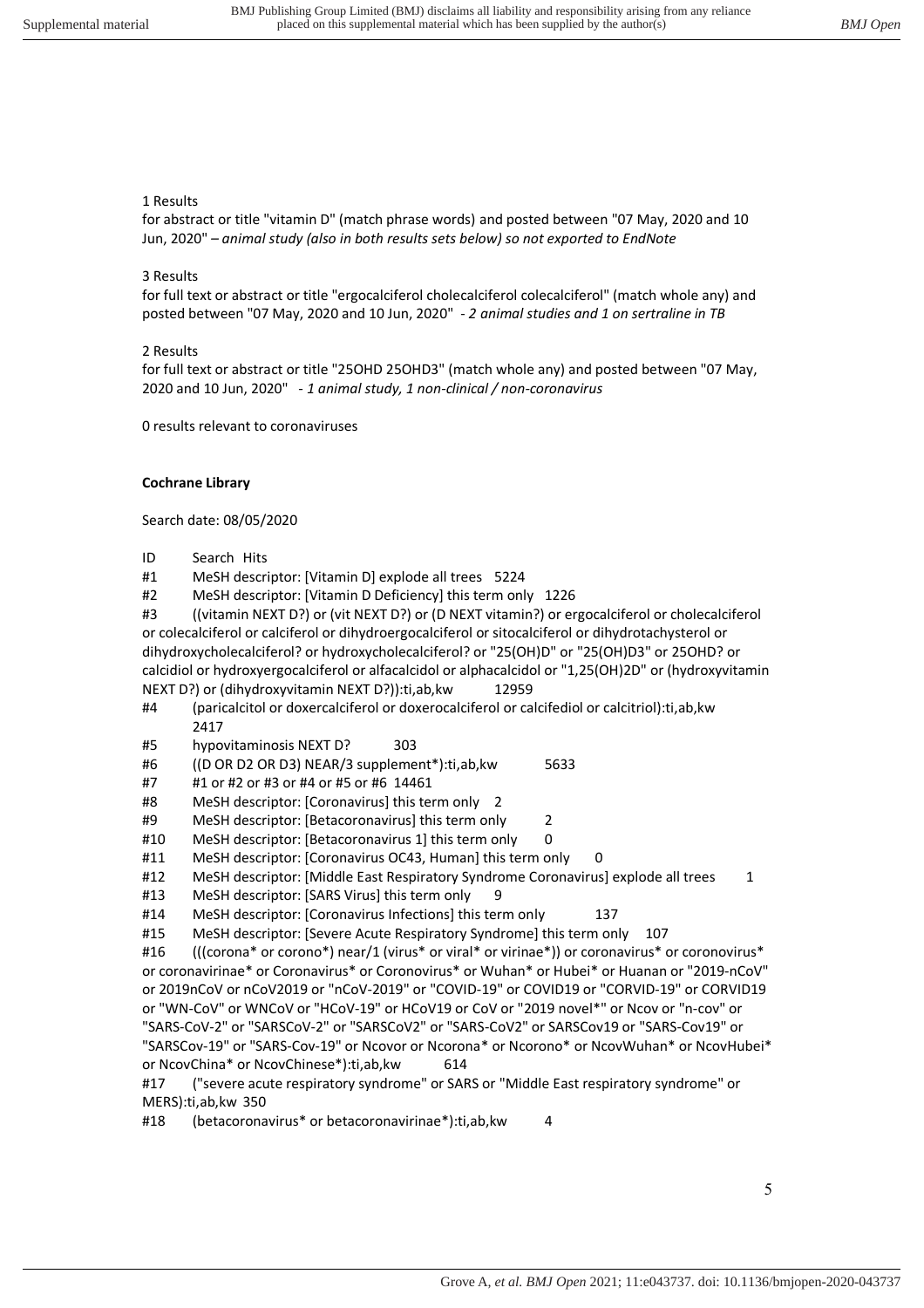1 Results
for abstract or title "vitamin D" (match phrase words) and posted between "07 May, 2020 and 10 Jun, 2020" – *animal study (also in both results sets below) so not exported to EndNote*

3 Results
for full text or abstract or title "ergocalciferol cholecalciferol colecalciferol" (match whole any) and posted between "07 May, 2020 and 10 Jun, 2020" - *2 animal studies and 1 on sertraline in TB*

2 Results
for full text or abstract or title "25OHD 25OHD3" (match whole any) and posted between "07 May, 2020 and 10 Jun, 2020" - *1 animal study, 1 non-clinical / non-coronavirus*

0 results relevant to coronaviruses

**Cochrane Library**

Search date: 08/05/2020

| ID | Search | Hits |
|---|---|---|
| #1 | MeSH descriptor: [Vitamin D] explode all trees | 5224 |
| #2 | MeSH descriptor: [Vitamin D Deficiency] this term only | 1226 |
| #3 | ((vitamin NEXT D?) or (vit NEXT D?) or (D NEXT vitamin?) or ergocalciferol or cholecalciferol or colecalciferol or calciferol or dihydroergocalciferol or sitocalciferol or dihydrotachysterol or dihydroxycholecalciferol? or hydroxycholecalciferol? or "25(OH)D" or "25(OH)D3" or 25OHD? or calcidiol or hydroxyergocalciferol or alfacalcidol or alphacalcidol or "1,25(OH)2D" or (hydroxyvitamin NEXT D?) or (dihydroxyvitamin NEXT D?)):ti,ab,kw | 12959 |
| #4 | (paricalcitol or doxercalciferol or doxerocalciferol or calcifediol or calcitriol):ti,ab,kw | 2417 |
| #5 | hypovitaminosis NEXT D? | 303 |
| #6 | ((D OR D2 OR D3) NEAR/3 supplement*):ti,ab,kw | 5633 |
| #7 | #1 or #2 or #3 or #4 or #5 or #6 | 14461 |
| #8 | MeSH descriptor: [Coronavirus] this term only | 2 |
| #9 | MeSH descriptor: [Betacoronavirus] this term only | 2 |
| #10 | MeSH descriptor: [Betacoronavirus 1] this term only | 0 |
| #11 | MeSH descriptor: [Coronavirus OC43, Human] this term only | 0 |
| #12 | MeSH descriptor: [Middle East Respiratory Syndrome Coronavirus] explode all trees | 1 |
| #13 | MeSH descriptor: [SARS Virus] this term only | 9 |
| #14 | MeSH descriptor: [Coronavirus Infections] this term only | 137 |
| #15 | MeSH descriptor: [Severe Acute Respiratory Syndrome] this term only | 107 |
| #16 | (((corona* or corono*) near/1 (virus* or viral* or virinae*)) or coronavirus* or coronovirus* or coronavirinae* or Coronavirus* or Coronovirus* or Wuhan* or Hubei* or Huanan or "2019-nCoV" or 2019nCoV or nCoV2019 or "nCoV-2019" or "COVID-19" or COVID19 or "CORVID-19" or CORVID19 or "WN-CoV" or WNCoV or "HCoV-19" or HCoV19 or CoV or "2019 novel*" or Ncov or "n-cov" or "SARS-CoV-2" or "SARSCoV-2" or "SARSCoV2" or "SARS-CoV2" or SARSCov19 or "SARS-Cov19" or "SARSCov-19" or "SARS-Cov-19" or Ncovor or Ncorona* or Ncorono* or NcovWuhan* or NcovHubei* or NcovChina* or NcovChinese*):ti,ab,kw | 614 |
| #17 | ("severe acute respiratory syndrome" or SARS or "Middle East respiratory syndrome" or MERS):ti,ab,kw | 350 |
| #18 | (betacoronavirus* or betacoronavirinae*):ti,ab,kw | 4 |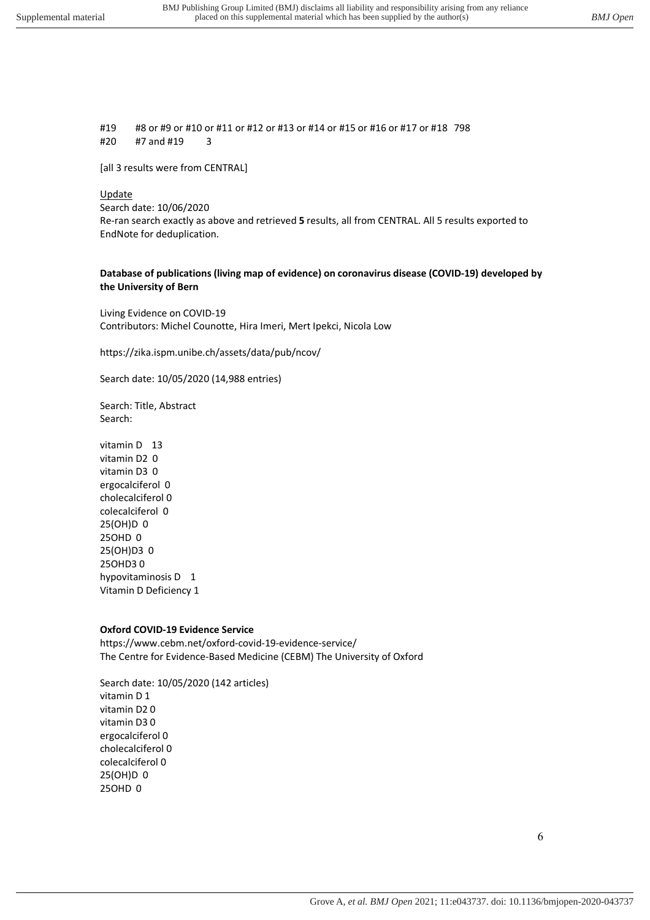#19 #8 or #9 or #10 or #11 or #12 or #13 or #14 or #15 or #16 or #17 or #18 798
#20 #7 and #19 3

[all 3 results were from CENTRAL]

Update
Search date: 10/06/2020
Re-ran search exactly as above and retrieved **5** results, all from CENTRAL. All 5 results exported to EndNote for deduplication.

**Database of publications (living map of evidence) on coronavirus disease (COVID-19) developed by the University of Bern**

Living Evidence on COVID-19
Contributors: Michel Counotte, Hira Imeri, Mert Ipekci, Nicola Low

https://zika.ispm.unibe.ch/assets/data/pub/ncov/

Search date: 10/05/2020 (14,988 entries)

Search: Title, Abstract
Search:

vitamin D 13
vitamin D2 0
vitamin D3 0
ergocalciferol 0
cholecalciferol 0
colecalciferol 0
25(OH)D 0
25OHD 0
25(OH)D3 0
25OHD3 0
hypovitaminosis D 1
Vitamin D Deficiency 1

**Oxford COVID-19 Evidence Service**
https://www.cebm.net/oxford-covid-19-evidence-service/
The Centre for Evidence-Based Medicine (CEBM) The University of Oxford

Search date: 10/05/2020 (142 articles)
vitamin D 1
vitamin D2 0
vitamin D3 0
ergocalciferol 0
cholecalciferol 0
colecalciferol 0
25(OH)D 0
25OHD 0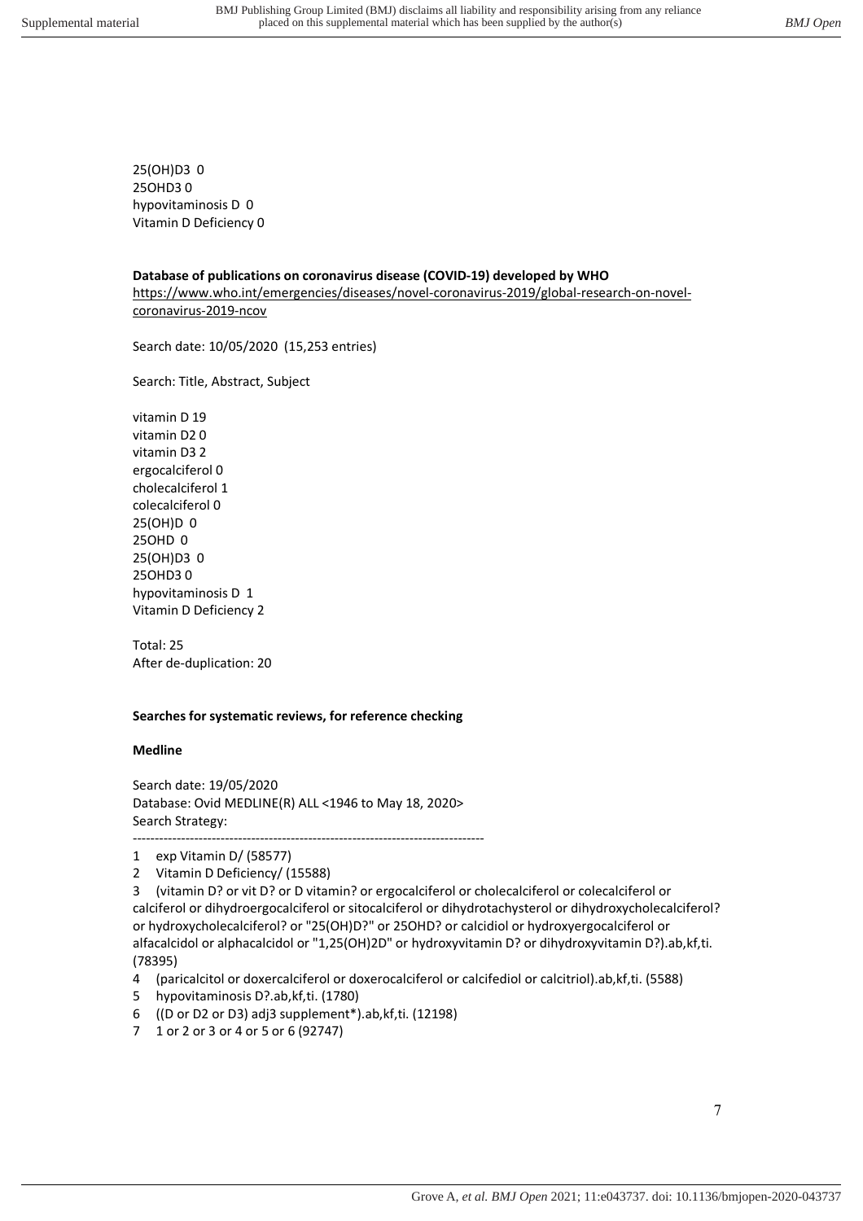25(OH)D3 0
25OHD3 0
hypovitaminosis D 0
Vitamin D Deficiency 0

**Database of publications on coronavirus disease (COVID-19) developed by WHO**
https://www.who.int/emergencies/diseases/novel-coronavirus-2019/global-research-on-novel-coronavirus-2019-ncov

Search date: 10/05/2020 (15,253 entries)

Search: Title, Abstract, Subject

vitamin D 19
vitamin D2 0
vitamin D3 2
ergocalciferol 0
cholecalciferol 1
colecalciferol 0
25(OH)D 0
25OHD 0
25(OH)D3 0
25OHD3 0
hypovitaminosis D 1
Vitamin D Deficiency 2

Total: 25
After de-duplication: 20

**Searches for systematic reviews, for reference checking**

**Medline**

Search date: 19/05/2020
Database: Ovid MEDLINE(R) ALL <1946 to May 18, 2020>
Search Strategy:

--------------------------------------------------------------------------------

1 exp Vitamin D/ (58577)
2 Vitamin D Deficiency/ (15588)
3 (vitamin D? or vit D? or D vitamin? or ergocalciferol or cholecalciferol or colecalciferol or calciferol or dihydroergocalciferol or sitocalciferol or dihydrotachysterol or dihydroxycholecalciferol? or hydroxycholecalciferol? or "25(OH)D?" or 25OHD? or calcidiol or hydroxyergocalciferol or alfacalcidol or alphacalcidol or "1,25(OH)2D" or hydroxyvitamin D? or dihydroxyvitamin D?).ab,kf,ti. (78395)
4 (paricalcitol or doxercalciferol or doxerocalciferol or calcifediol or calcitriol).ab,kf,ti. (5588)
5 hypovitaminosis D?.ab,kf,ti. (1780)
6 ((D or D2 or D3) adj3 supplement*).ab,kf,ti. (12198)
7 1 or 2 or 3 or 4 or 5 or 6 (92747)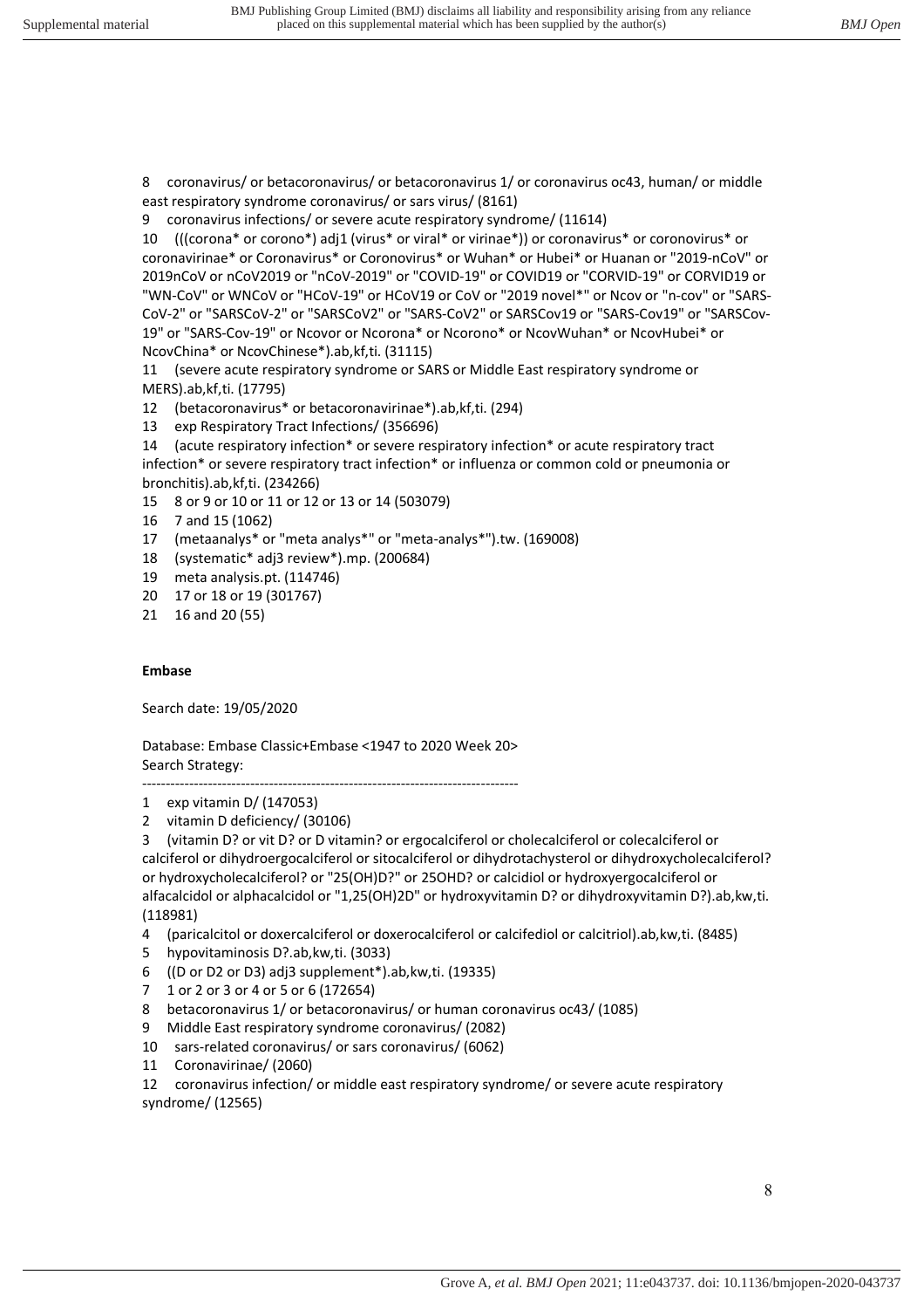8 coronavirus/ or betacoronavirus/ or betacoronavirus 1/ or coronavirus oc43, human/ or middle east respiratory syndrome coronavirus/ or sars virus/ (8161)

9 coronavirus infections/ or severe acute respiratory syndrome/ (11614)

10 (((corona* or corono*) adj1 (virus* or viral* or virinae*)) or coronavirus* or coronovirus* or coronavirinae* or Coronavirus* or Coronovirus* or Wuhan* or Hubei* or Huanan or "2019-nCoV" or 2019nCoV or nCoV2019 or "nCoV-2019" or "COVID-19" or COVID19 or "CORVID-19" or CORVID19 or "WN-CoV" or WNCoV or "HCoV-19" or HCoV19 or CoV or "2019 novel*" or Ncov or "n-cov" or "SARS-CoV-2" or "SARSCoV-2" or "SARSCoV2" or "SARS-CoV2" or SARSCov19 or "SARS-Cov19" or "SARSCov-19" or "SARS-Cov-19" or Ncovor or Ncorona* or Ncorono* or NcovWuhan* or NcovHubei* or NcovChina* or NcovChinese*).ab,kf,ti. (31115)

11 (severe acute respiratory syndrome or SARS or Middle East respiratory syndrome or MERS).ab,kf,ti. (17795)

12 (betacoronavirus* or betacoronavirinae*).ab,kf,ti. (294)

13 exp Respiratory Tract Infections/ (356696)

14 (acute respiratory infection* or severe respiratory infection* or acute respiratory tract infection* or severe respiratory tract infection* or influenza or common cold or pneumonia or bronchitis).ab,kf,ti. (234266)

15 8 or 9 or 10 or 11 or 12 or 13 or 14 (503079)

16 7 and 15 (1062)

17 (metaanalys* or "meta analys*" or "meta-analys*").tw. (169008)

18 (systematic* adj3 review*).mp. (200684)

19 meta analysis.pt. (114746)

20 17 or 18 or 19 (301767)

21 16 and 20 (55)

**Embase**

Search date: 19/05/2020

Database: Embase Classic+Embase <1947 to 2020 Week 20>
Search Strategy:

--------------------------------------------------------------------------------

1 exp vitamin D/ (147053)

2 vitamin D deficiency/ (30106)

3 (vitamin D? or vit D? or D vitamin? or ergocalciferol or cholecalciferol or colecalciferol or calciferol or dihydroergocalciferol or sitocalciferol or dihydrotachysterol or dihydroxycholecalciferol? or hydroxycholecalciferol? or "25(OH)D?" or 25OHD? or calcidiol or hydroxyergocalciferol or alfacalcidol or alphacalcidol or "1,25(OH)2D" or hydroxyvitamin D? or dihydroxyvitamin D?).ab,kw,ti. (118981)

4 (paricalcitol or doxercalciferol or doxerocalciferol or calcifediol or calcitriol).ab,kw,ti. (8485)

5 hypovitaminosis D?.ab,kw,ti. (3033)

6 ((D or D2 or D3) adj3 supplement*).ab,kw,ti. (19335)

7 1 or 2 or 3 or 4 or 5 or 6 (172654)

8 betacoronavirus 1/ or betacoronavirus/ or human coronavirus oc43/ (1085)

9 Middle East respiratory syndrome coronavirus/ (2082)

10 sars-related coronavirus/ or sars coronavirus/ (6062)

11 Coronavirinae/ (2060)

12 coronavirus infection/ or middle east respiratory syndrome/ or severe acute respiratory syndrome/ (12565)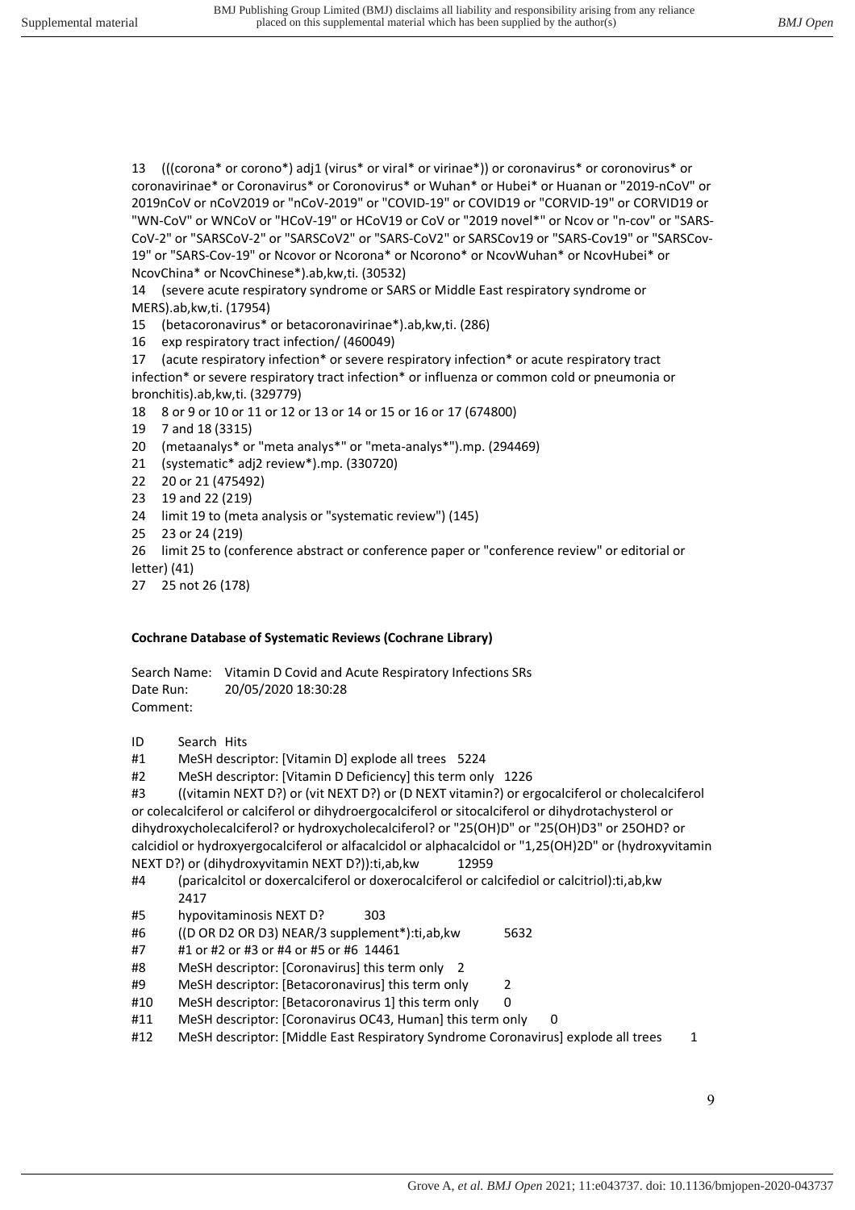13 (((corona* or corono*) adj1 (virus* or viral* or virinae*)) or coronavirus* or coronovirus* or coronavirinae* or Coronavirus* or Coronovirus* or Wuhan* or Hubei* or Huanan or "2019-nCoV" or 2019nCoV or nCoV2019 or "nCoV-2019" or "COVID-19" or COVID19 or "CORVID-19" or CORVID19 or "WN-CoV" or WNCoV or "HCoV-19" or HCoV19 or CoV or "2019 novel*" or Ncov or "n-cov" or "SARS-CoV-2" or "SARSCoV-2" or "SARSCoV2" or "SARS-CoV2" or SARSCov19 or "SARS-Cov19" or "SARSCov-19" or "SARS-Cov-19" or Ncovor or Ncorona* or Ncorono* or NcovWuhan* or NcovHubei* or NcovChina* or NcovChinese*).ab,kw,ti. (30532)

14 (severe acute respiratory syndrome or SARS or Middle East respiratory syndrome or MERS).ab,kw,ti. (17954)

15 (betacoronavirus* or betacoronavirinae*).ab,kw,ti. (286)

16 exp respiratory tract infection/ (460049)

17 (acute respiratory infection* or severe respiratory infection* or acute respiratory tract infection* or severe respiratory tract infection* or influenza or common cold or pneumonia or bronchitis).ab,kw,ti. (329779)

18 8 or 9 or 10 or 11 or 12 or 13 or 14 or 15 or 16 or 17 (674800)

19 7 and 18 (3315)

20 (metaanalys* or "meta analys*" or "meta-analys*").mp. (294469)

21 (systematic* adj2 review*).mp. (330720)

22 20 or 21 (475492)

23 19 and 22 (219)

24 limit 19 to (meta analysis or "systematic review") (145)

25 23 or 24 (219)

26 limit 25 to (conference abstract or conference paper or "conference review" or editorial or letter) (41)

27 25 not 26 (178)

**Cochrane Database of Systematic Reviews (Cochrane Library)**

Search Name: Vitamin D Covid and Acute Respiratory Infections SRs
Date Run: 20/05/2020 18:30:28
Comment:

| ID | Search | Hits |
|---|---|---|
| #1 | MeSH descriptor: [Vitamin D] explode all trees | 5224 |
| #2 | MeSH descriptor: [Vitamin D Deficiency] this term only | 1226 |
| #3 | ((vitamin NEXT D?) or (vit NEXT D?) or (D NEXT vitamin?) or ergocalciferol or cholecalciferol or colecalciferol or calciferol or dihydroergocalciferol or sitocalciferol or dihydrotachysterol or dihydroxycholecalciferol? or hydroxycholecalciferol? or "25(OH)D" or "25(OH)D3" or 25OHD? or calcidiol or hydroxyergocalciferol or alfacalcidol or alphacalcidol or "1,25(OH)2D" or (hydroxyvitamin NEXT D?) or (dihydroxyvitamin NEXT D?)):ti,ab,kw | 12959 |
| #4 | (paricalcitol or doxercalciferol or doxerocalciferol or calcifediol or calcitriol):ti,ab,kw | 2417 |
| #5 | hypovitaminosis NEXT D? | 303 |
| #6 | ((D OR D2 OR D3) NEAR/3 supplement*):ti,ab,kw | 5632 |
| #7 | #1 or #2 or #3 or #4 or #5 or #6 | 14461 |
| #8 | MeSH descriptor: [Coronavirus] this term only | 2 |
| #9 | MeSH descriptor: [Betacoronavirus] this term only | 2 |
| #10 | MeSH descriptor: [Betacoronavirus 1] this term only | 0 |
| #11 | MeSH descriptor: [Coronavirus OC43, Human] this term only | 0 |
| #12 | MeSH descriptor: [Middle East Respiratory Syndrome Coronavirus] explode all trees | 1 |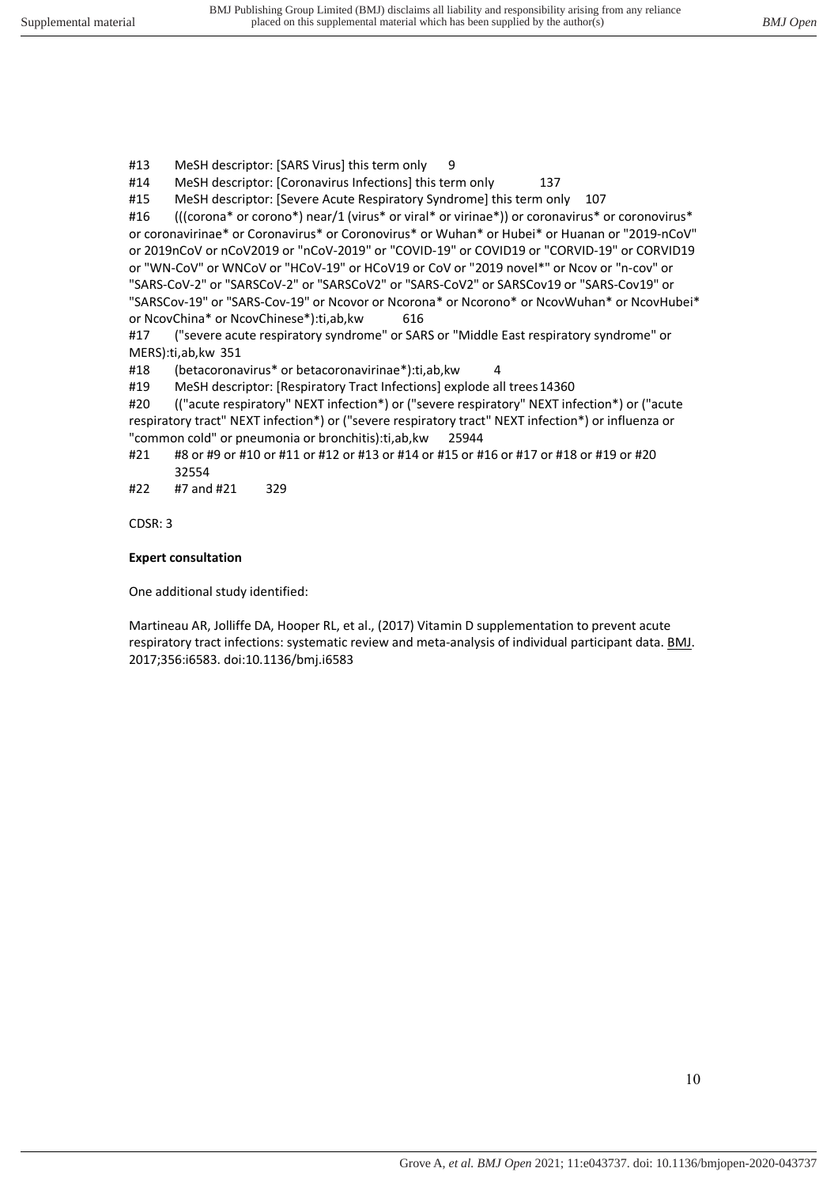#13 MeSH descriptor: [SARS Virus] this term only 9

#14 MeSH descriptor: [Coronavirus Infections] this term only 137

#15 MeSH descriptor: [Severe Acute Respiratory Syndrome] this term only 107

#16 (((corona* or corono*) near/1 (virus* or viral* or virinae*)) or coronavirus* or coronovirus* or coronavirinae* or Coronavirus* or Coronovirus* or Wuhan* or Hubei* or Huanan or "2019-nCoV" or 2019nCoV or nCoV2019 or "nCoV-2019" or "COVID-19" or COVID19 or "CORVID-19" or CORVID19 or "WN-CoV" or WNCoV or "HCoV-19" or HCoV19 or CoV or "2019 novel*" or Ncov or "n-cov" or "SARS-CoV-2" or "SARSCoV-2" or "SARSCoV2" or "SARS-CoV2" or SARSCov19 or "SARS-Cov19" or "SARSCov-19" or "SARS-Cov-19" or Ncovor or Ncorona* or Ncorono* or NcovWuhan* or NcovHubei* or NcovChina* or NcovChinese*):ti,ab,kw 616

#17 ("severe acute respiratory syndrome" or SARS or "Middle East respiratory syndrome" or MERS):ti,ab,kw 351

#18 (betacoronavirus* or betacoronavirinae*):ti,ab,kw 4

#19 MeSH descriptor: [Respiratory Tract Infections] explode all trees 14360

#20 (("acute respiratory" NEXT infection*) or ("severe respiratory" NEXT infection*) or ("acute respiratory tract" NEXT infection*) or ("severe respiratory tract" NEXT infection*) or influenza or "common cold" or pneumonia or bronchitis):ti,ab,kw 25944

#21 #8 or #9 or #10 or #11 or #12 or #13 or #14 or #15 or #16 or #17 or #18 or #19 or #20 32554

#22 #7 and #21 329

CDSR: 3

**Expert consultation**

One additional study identified:

Martineau AR, Jolliffe DA, Hooper RL, et al., (2017) Vitamin D supplementation to prevent acute respiratory tract infections: systematic review and meta-analysis of individual participant data. BMJ. 2017;356:i6583. doi:10.1136/bmj.i6583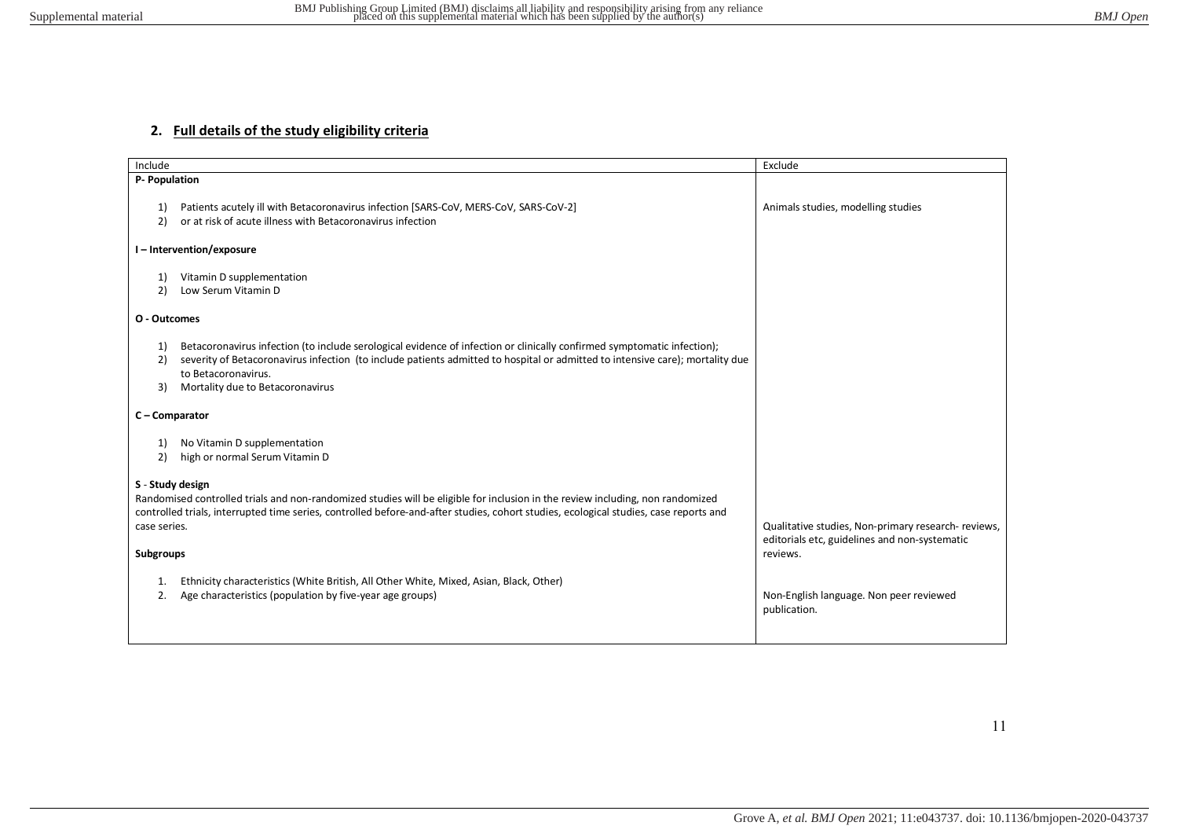## 2. Full details of the study eligibility criteria

| Include | Exclude |
|---|---|
| **P- Population**<br><br>1) Patients acutely ill with Betacoronavirus infection [SARS-CoV, MERS-CoV, SARS-CoV-2]<br>2) or at risk of acute illness with Betacoronavirus infection | Animals studies, modelling studies |
| **I – Intervention/exposure**<br><br>1) Vitamin D supplementation<br>2) Low Serum Vitamin D | |
| **O - Outcomes**<br><br>1) Betacoronavirus infection (to include serological evidence of infection or clinically confirmed symptomatic infection);<br>2) severity of Betacoronavirus infection (to include patients admitted to hospital or admitted to intensive care); mortality due to Betacoronavirus.<br>3) Mortality due to Betacoronavirus | |
| **C – Comparator**<br><br>1) No Vitamin D supplementation<br>2) high or normal Serum Vitamin D | |
| **S - Study design**<br>Randomised controlled trials and non-randomized studies will be eligible for inclusion in the review including, non randomized controlled trials, interrupted time series, controlled before-and-after studies, cohort studies, ecological studies, case reports and case series. | Qualitative studies, Non-primary research- reviews, editorials etc, guidelines and non-systematic reviews. |
| **Subgroups**<br><br>1. Ethnicity characteristics (White British, All Other White, Mixed, Asian, Black, Other)<br>2. Age characteristics (population by five-year age groups) | Non-English language. Non peer reviewed publication. |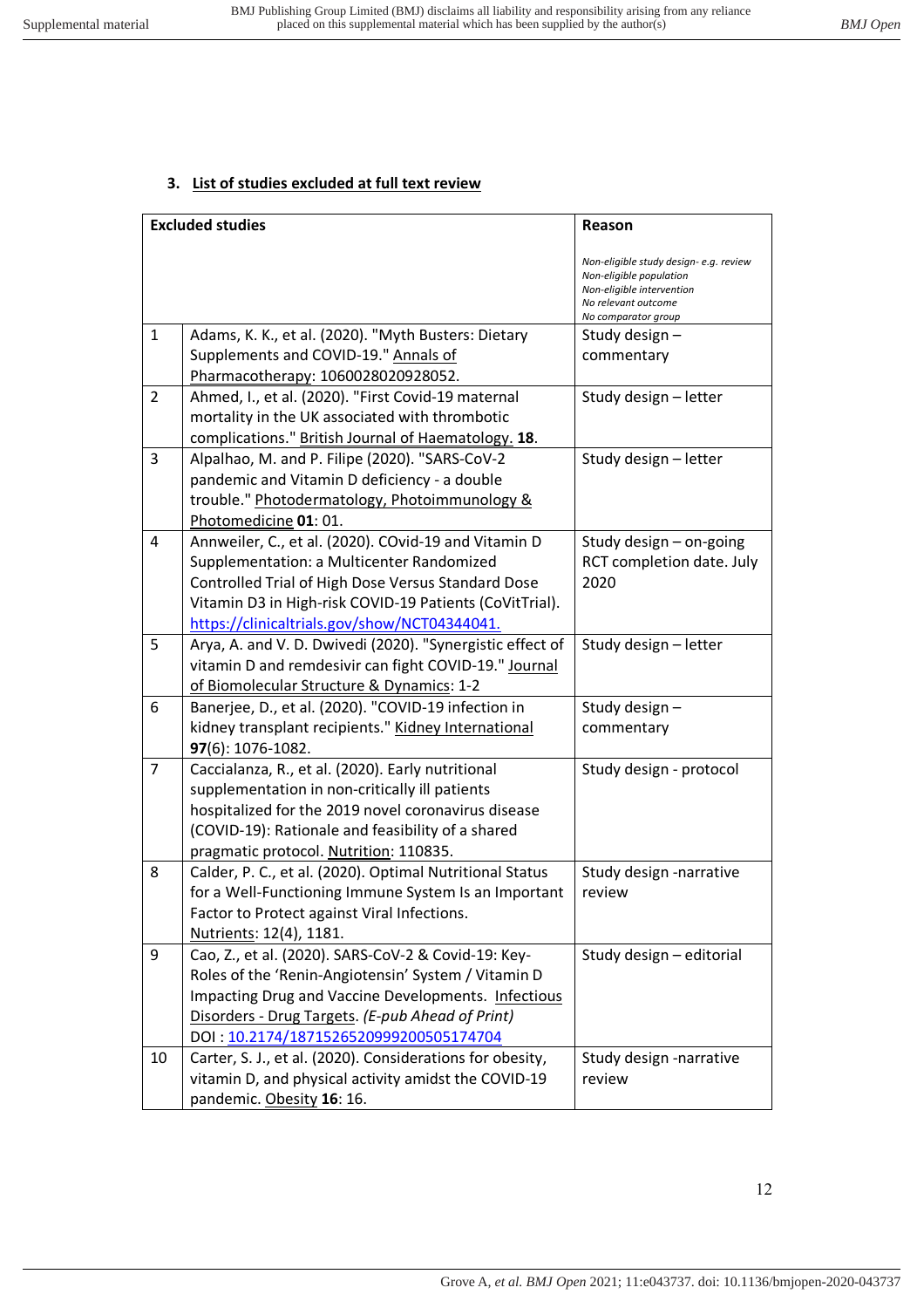### 3. List of studies excluded at full text review

| Excluded studies | | Reason<br><br>*Non-eligible study design- e.g. review*<br>*Non-eligible population*<br>*Non-eligible intervention*<br>*No relevant outcome*<br>*No comparator group* |
|---|---|---|
| 1 | Adams, K. K., et al. (2020). "Myth Busters: Dietary Supplements and COVID-19." Annals of Pharmacotherapy: 1060028020928052. | Study design – commentary |
| 2 | Ahmed, I., et al. (2020). "First Covid-19 maternal mortality in the UK associated with thrombotic complications." British Journal of Haematology. **18**. | Study design – letter |
| 3 | Alpalhao, M. and P. Filipe (2020). "SARS-CoV-2 pandemic and Vitamin D deficiency - a double trouble." Photodermatology, Photoimmunology & Photomedicine **01**: 01. | Study design – letter |
| 4 | Annweiler, C., et al. (2020). COvid-19 and Vitamin D Supplementation: a Multicenter Randomized Controlled Trial of High Dose Versus Standard Dose Vitamin D3 in High-risk COVID-19 Patients (CoVitTrial). https://clinicaltrials.gov/show/NCT04344041. | Study design – on-going RCT completion date. July 2020 |
| 5 | Arya, A. and V. D. Dwivedi (2020). "Synergistic effect of vitamin D and remdesivir can fight COVID-19." Journal of Biomolecular Structure & Dynamics: 1-2 | Study design – letter |
| 6 | Banerjee, D., et al. (2020). "COVID-19 infection in kidney transplant recipients." Kidney International **97**(6): 1076-1082. | Study design – commentary |
| 7 | Caccialanza, R., et al. (2020). Early nutritional supplementation in non-critically ill patients hospitalized for the 2019 novel coronavirus disease (COVID-19): Rationale and feasibility of a shared pragmatic protocol. Nutrition: 110835. | Study design - protocol |
| 8 | Calder, P. C., et al. (2020). Optimal Nutritional Status for a Well-Functioning Immune System Is an Important Factor to Protect against Viral Infections. Nutrients: 12(4), 1181. | Study design -narrative review |
| 9 | Cao, Z., et al. (2020). SARS-CoV-2 & Covid-19: Key-Roles of the 'Renin-Angiotensin' System / Vitamin D Impacting Drug and Vaccine Developments. Infectious Disorders - Drug Targets. *(E-pub Ahead of Print)* DOI : 10.2174/1871526520999200505174704 | Study design – editorial |
| 10 | Carter, S. J., et al. (2020). Considerations for obesity, vitamin D, and physical activity amidst the COVID-19 pandemic. Obesity **16**: 16. | Study design -narrative review |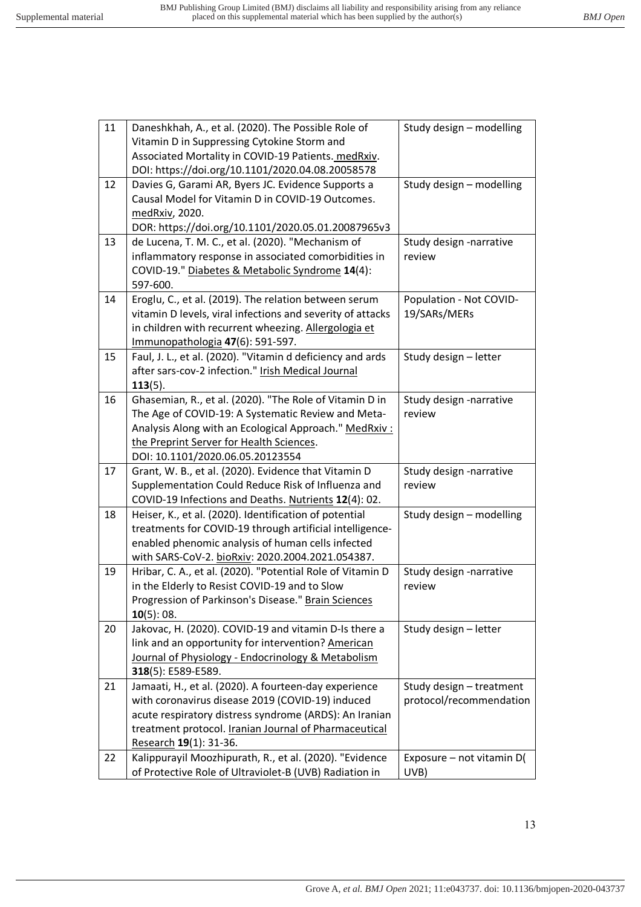| 11 | Daneshkhah, A., et al. (2020). The Possible Role of Vitamin D in Suppressing Cytokine Storm and Associated Mortality in COVID-19 Patients. medRxiv. DOI: https://doi.org/10.1101/2020.04.08.20058578 | Study design – modelling |
|---|---|---|
| 12 | Davies G, Garami AR, Byers JC. Evidence Supports a Causal Model for Vitamin D in COVID-19 Outcomes. medRxiv, 2020. DOR: https://doi.org/10.1101/2020.05.01.20087965v3 | Study design – modelling |
| 13 | de Lucena, T. M. C., et al. (2020). "Mechanism of inflammatory response in associated comorbidities in COVID-19." Diabetes & Metabolic Syndrome **14**(4): 597-600. | Study design -narrative review |
| 14 | Eroglu, C., et al. (2019). The relation between serum vitamin D levels, viral infections and severity of attacks in children with recurrent wheezing. Allergologia et Immunopathologia **47**(6): 591-597. | Population - Not COVID-19/SARs/MERs |
| 15 | Faul, J. L., et al. (2020). "Vitamin d deficiency and ards after sars-cov-2 infection." Irish Medical Journal **113**(5). | Study design – letter |
| 16 | Ghasemian, R., et al. (2020). "The Role of Vitamin D in The Age of COVID-19: A Systematic Review and Meta-Analysis Along with an Ecological Approach." MedRxiv : the Preprint Server for Health Sciences. DOI: 10.1101/2020.06.05.20123554 | Study design -narrative review |
| 17 | Grant, W. B., et al. (2020). Evidence that Vitamin D Supplementation Could Reduce Risk of Influenza and COVID-19 Infections and Deaths. Nutrients **12**(4): 02. | Study design -narrative review |
| 18 | Heiser, K., et al. (2020). Identification of potential treatments for COVID-19 through artificial intelligence-enabled phenomic analysis of human cells infected with SARS-CoV-2. bioRxiv: 2020.2004.2021.054387. | Study design – modelling |
| 19 | Hribar, C. A., et al. (2020). "Potential Role of Vitamin D in the Elderly to Resist COVID-19 and to Slow Progression of Parkinson's Disease." Brain Sciences **10**(5): 08. | Study design -narrative review |
| 20 | Jakovac, H. (2020). COVID-19 and vitamin D-Is there a link and an opportunity for intervention? American Journal of Physiology - Endocrinology & Metabolism **318**(5): E589-E589. | Study design – letter |
| 21 | Jamaati, H., et al. (2020). A fourteen-day experience with coronavirus disease 2019 (COVID-19) induced acute respiratory distress syndrome (ARDS): An Iranian treatment protocol. Iranian Journal of Pharmaceutical Research **19**(1): 31-36. | Study design – treatment protocol/recommendation |
| 22 | Kalippurayil Moozhipurath, R., et al. (2020). "Evidence of Protective Role of Ultraviolet-B (UVB) Radiation in | Exposure – not vitamin D( UVB) |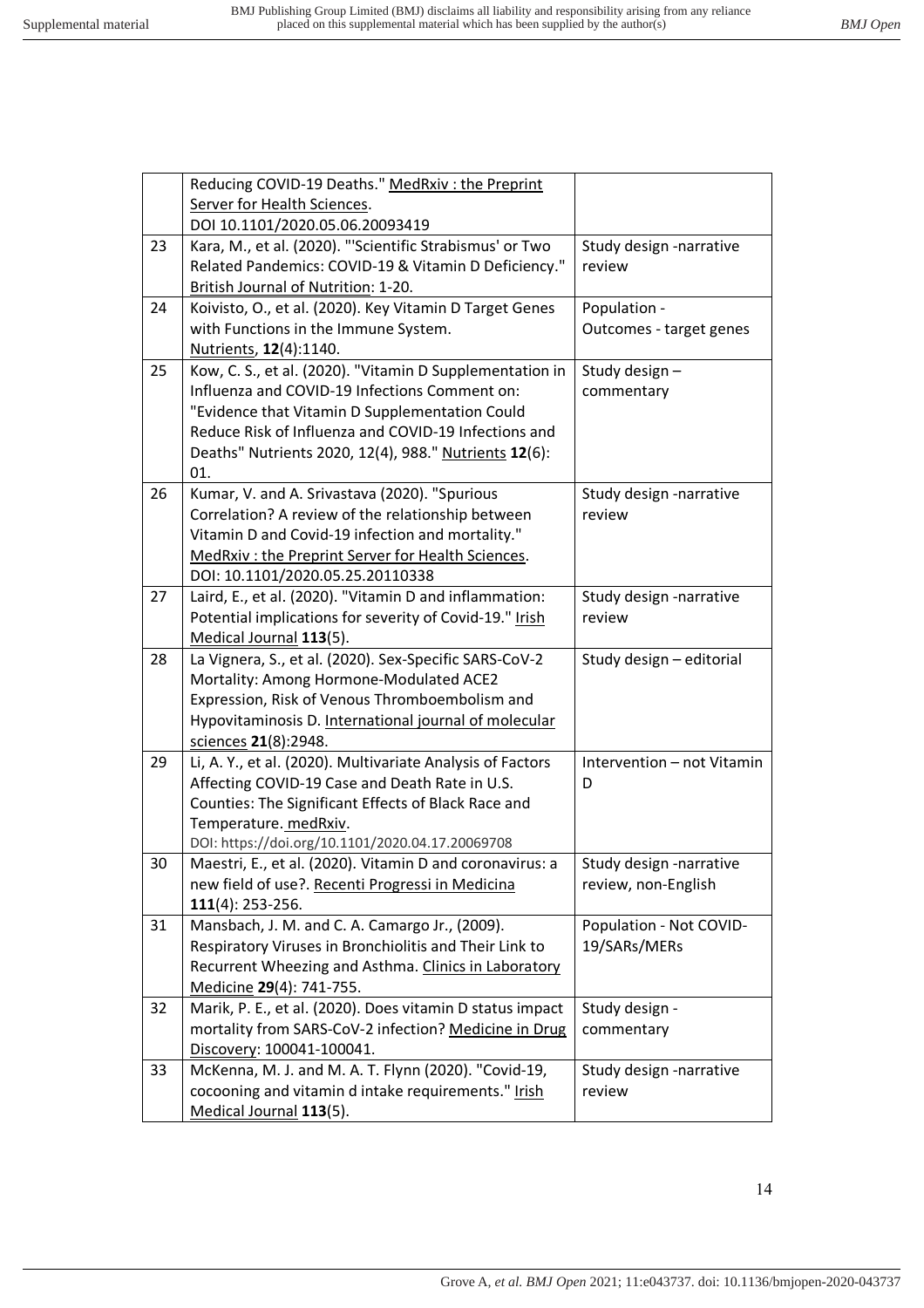| | | |
|---|---|---|
| | Reducing COVID-19 Deaths." MedRxiv : the Preprint Server for Health Sciences. DOI 10.1101/2020.05.06.20093419 | |
| 23 | Kara, M., et al. (2020). "'Scientific Strabismus' or Two Related Pandemics: COVID-19 & Vitamin D Deficiency." British Journal of Nutrition: 1-20. | Study design -narrative review |
| 24 | Koivisto, O., et al. (2020). Key Vitamin D Target Genes with Functions in the Immune System. Nutrients, **12**(4):1140. | Population - Outcomes - target genes |
| 25 | Kow, C. S., et al. (2020). "Vitamin D Supplementation in Influenza and COVID-19 Infections Comment on: "Evidence that Vitamin D Supplementation Could Reduce Risk of Influenza and COVID-19 Infections and Deaths" Nutrients 2020, 12(4), 988." Nutrients **12**(6): 01. | Study design – commentary |
| 26 | Kumar, V. and A. Srivastava (2020). "Spurious Correlation? A review of the relationship between Vitamin D and Covid-19 infection and mortality." MedRxiv : the Preprint Server for Health Sciences. DOI: 10.1101/2020.05.25.20110338 | Study design -narrative review |
| 27 | Laird, E., et al. (2020). "Vitamin D and inflammation: Potential implications for severity of Covid-19." Irish Medical Journal **113**(5). | Study design -narrative review |
| 28 | La Vignera, S., et al. (2020). Sex-Specific SARS-CoV-2 Mortality: Among Hormone-Modulated ACE2 Expression, Risk of Venous Thromboembolism and Hypovitaminosis D. International journal of molecular sciences **21**(8):2948. | Study design – editorial |
| 29 | Li, A. Y., et al. (2020). Multivariate Analysis of Factors Affecting COVID-19 Case and Death Rate in U.S. Counties: The Significant Effects of Black Race and Temperature. medRxiv. DOI: https://doi.org/10.1101/2020.04.17.20069708 | Intervention – not Vitamin D |
| 30 | Maestri, E., et al. (2020). Vitamin D and coronavirus: a new field of use?. Recenti Progressi in Medicina **111**(4): 253-256. | Study design -narrative review, non-English |
| 31 | Mansbach, J. M. and C. A. Camargo Jr., (2009). Respiratory Viruses in Bronchiolitis and Their Link to Recurrent Wheezing and Asthma. Clinics in Laboratory Medicine **29**(4): 741-755. | Population - Not COVID-19/SARs/MERs |
| 32 | Marik, P. E., et al. (2020). Does vitamin D status impact mortality from SARS-CoV-2 infection? Medicine in Drug Discovery: 100041-100041. | Study design - commentary |
| 33 | McKenna, M. J. and M. A. T. Flynn (2020). "Covid-19, cocooning and vitamin d intake requirements." Irish Medical Journal **113**(5). | Study design -narrative review |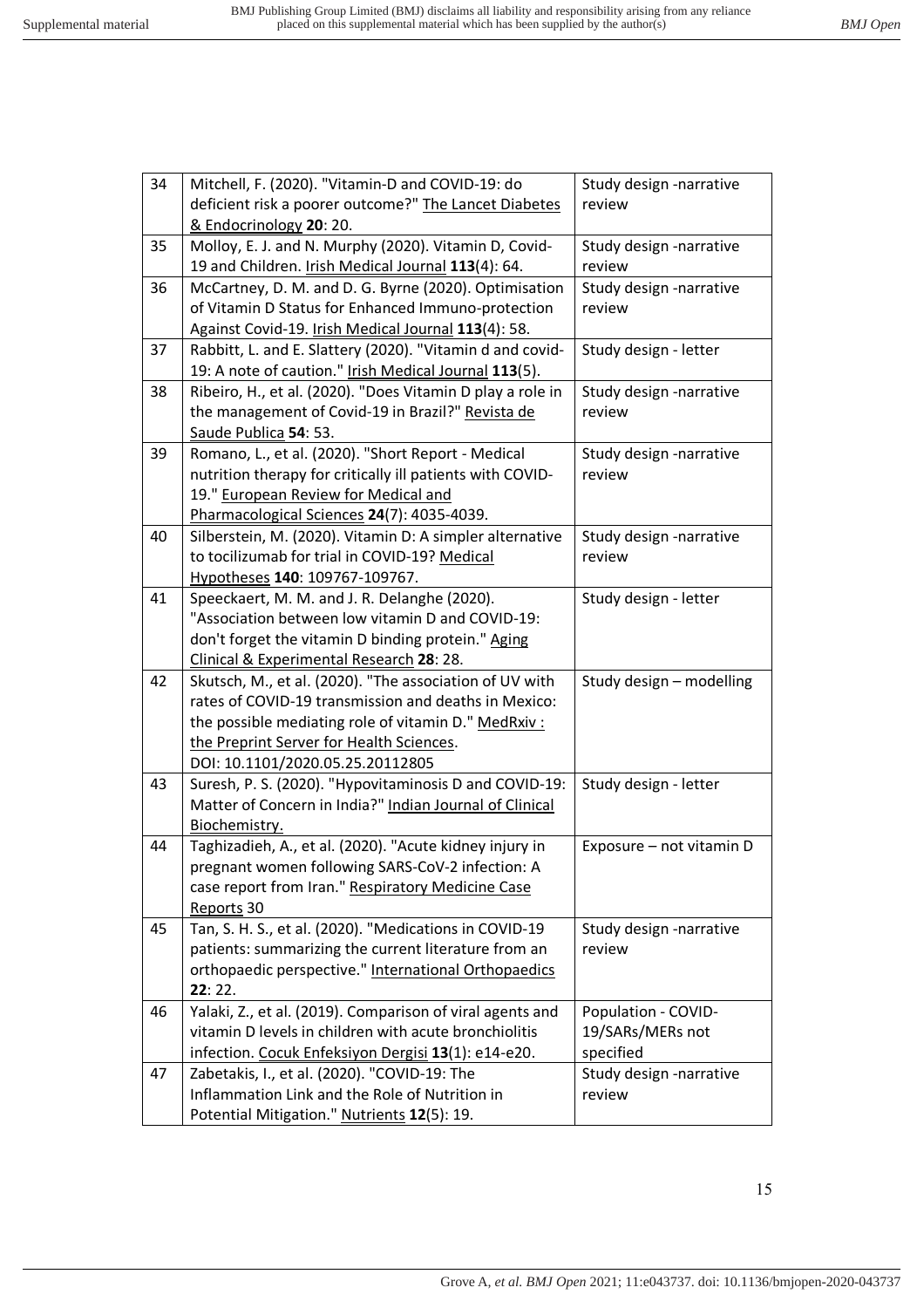| 34 | Mitchell, F. (2020). "Vitamin-D and COVID-19: do deficient risk a poorer outcome?" The Lancet Diabetes & Endocrinology **20**: 20. | Study design -narrative review |
|---|---|---|
| 35 | Molloy, E. J. and N. Murphy (2020). Vitamin D, Covid-19 and Children. Irish Medical Journal **113**(4): 64. | Study design -narrative review |
| 36 | McCartney, D. M. and D. G. Byrne (2020). Optimisation of Vitamin D Status for Enhanced Immuno-protection Against Covid-19. Irish Medical Journal **113**(4): 58. | Study design -narrative review |
| 37 | Rabbitt, L. and E. Slattery (2020). "Vitamin d and covid-19: A note of caution." Irish Medical Journal **113**(5). | Study design - letter |
| 38 | Ribeiro, H., et al. (2020). "Does Vitamin D play a role in the management of Covid-19 in Brazil?" Revista de Saude Publica **54**: 53. | Study design -narrative review |
| 39 | Romano, L., et al. (2020). "Short Report - Medical nutrition therapy for critically ill patients with COVID-19." European Review for Medical and Pharmacological Sciences **24**(7): 4035-4039. | Study design -narrative review |
| 40 | Silberstein, M. (2020). Vitamin D: A simpler alternative to tocilizumab for trial in COVID-19? Medical Hypotheses **140**: 109767-109767. | Study design -narrative review |
| 41 | Speeckaert, M. M. and J. R. Delanghe (2020). "Association between low vitamin D and COVID-19: don't forget the vitamin D binding protein." Aging Clinical & Experimental Research **28**: 28. | Study design - letter |
| 42 | Skutsch, M., et al. (2020). "The association of UV with rates of COVID-19 transmission and deaths in Mexico: the possible mediating role of vitamin D." MedRxiv : the Preprint Server for Health Sciences. DOI: 10.1101/2020.05.25.20112805 | Study design – modelling |
| 43 | Suresh, P. S. (2020). "Hypovitaminosis D and COVID-19: Matter of Concern in India?" Indian Journal of Clinical Biochemistry. | Study design - letter |
| 44 | Taghizadieh, A., et al. (2020). "Acute kidney injury in pregnant women following SARS-CoV-2 infection: A case report from Iran." Respiratory Medicine Case Reports 30 | Exposure – not vitamin D |
| 45 | Tan, S. H. S., et al. (2020). "Medications in COVID-19 patients: summarizing the current literature from an orthopaedic perspective." International Orthopaedics **22**: 22. | Study design -narrative review |
| 46 | Yalaki, Z., et al. (2019). Comparison of viral agents and vitamin D levels in children with acute bronchiolitis infection. Cocuk Enfeksiyon Dergisi **13**(1): e14-e20. | Population - COVID-19/SARs/MERs not specified |
| 47 | Zabetakis, I., et al. (2020). "COVID-19: The Inflammation Link and the Role of Nutrition in Potential Mitigation." Nutrients **12**(5): 19. | Study design -narrative review |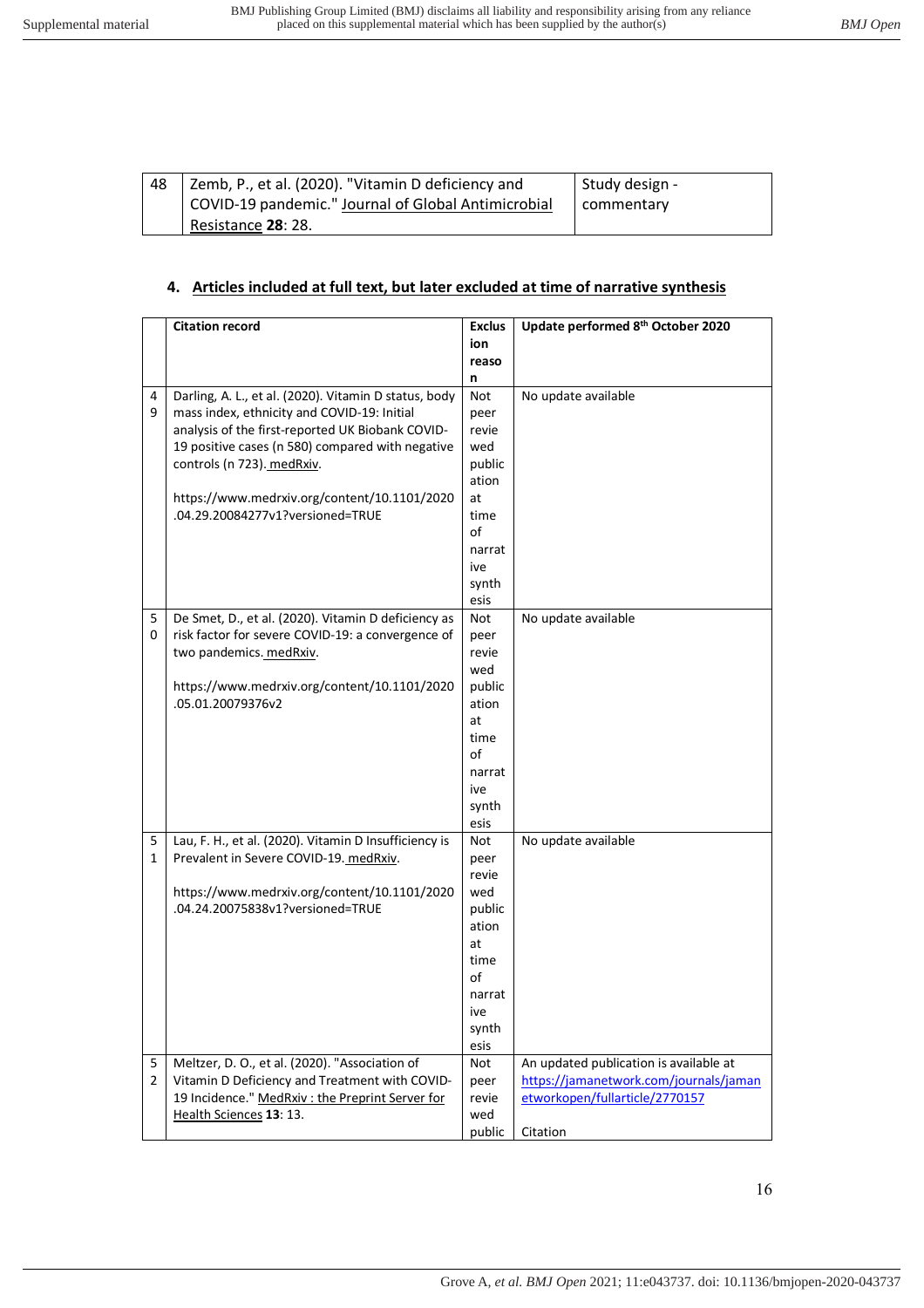| 48 | Zemb, P., et al. (2020). "Vitamin D deficiency and COVID-19 pandemic." Journal of Global Antimicrobial Resistance **28**: 28. | Study design - commentary |
|---|---|---|

## 4. Articles included at full text, but later excluded at time of narrative synthesis

| | Citation record | Exclusion reason | Update performed 8th October 2020 |
|---|---|---|---|
| 49 | Darling, A. L., et al. (2020). Vitamin D status, body mass index, ethnicity and COVID-19: Initial analysis of the first-reported UK Biobank COVID-19 positive cases (n 580) compared with negative controls (n 723). medRxiv.<br><br>https://www.medrxiv.org/content/10.1101/2020.04.29.20084277v1?versioned=TRUE | Not peer reviewed publication at time of narrative synthesis | No update available |
| 50 | De Smet, D., et al. (2020). Vitamin D deficiency as risk factor for severe COVID-19: a convergence of two pandemics. medRxiv.<br><br>https://www.medrxiv.org/content/10.1101/2020.05.01.20079376v2 | Not peer reviewed publication at time of narrative synthesis | No update available |
| 51 | Lau, F. H., et al. (2020). Vitamin D Insufficiency is Prevalent in Severe COVID-19. medRxiv.<br><br>https://www.medrxiv.org/content/10.1101/2020.04.24.20075838v1?versioned=TRUE | Not peer reviewed publication at time of narrative synthesis | No update available |
| 52 | Meltzer, D. O., et al. (2020). "Association of Vitamin D Deficiency and Treatment with COVID-19 Incidence." MedRxiv : the Preprint Server for Health Sciences **13**: 13. | Not peer reviewed public | An updated publication is available at https://jamanetwork.com/journals/jamanetworkopen/fullarticle/2770157<br><br>Citation |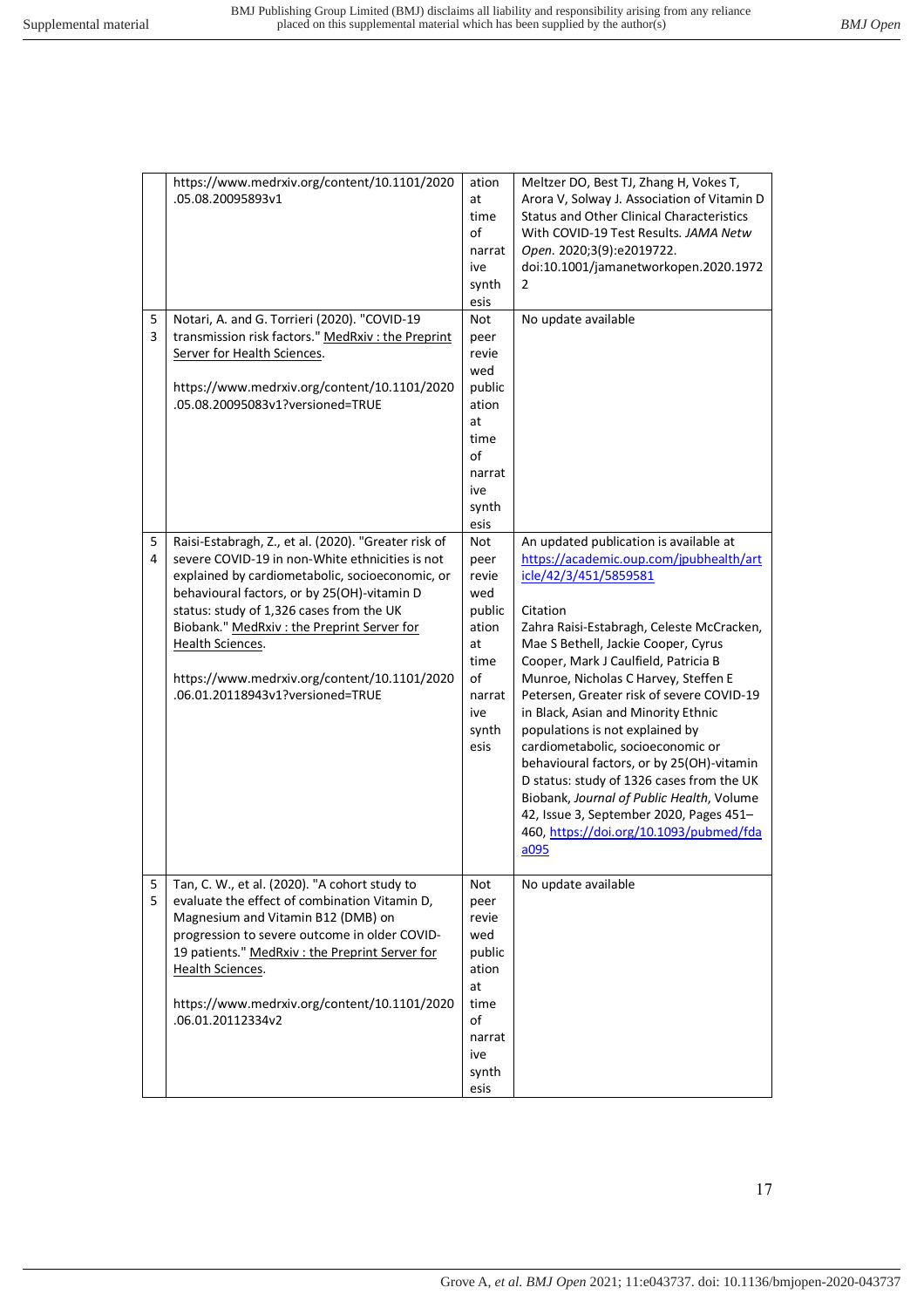| | | | |
|---|---|---|---|
| | https://www.medrxiv.org/content/10.1101/2020.05.08.20095893v1 | ation at time of narrative synthesis | Meltzer DO, Best TJ, Zhang H, Vokes T, Arora V, Solway J. Association of Vitamin D Status and Other Clinical Characteristics With COVID-19 Test Results. *JAMA Netw Open.* 2020;3(9):e2019722. doi:10.1001/jamanetworkopen.2020.19722 |
| 53 | Notari, A. and G. Torrieri (2020). "COVID-19 transmission risk factors." MedRxiv : the Preprint Server for Health Sciences.<br><br>https://www.medrxiv.org/content/10.1101/2020.05.08.20095083v1?versioned=TRUE | Not peer reviewed publication at time of narrative synthesis | No update available |
| 54 | Raisi-Estabragh, Z., et al. (2020). "Greater risk of severe COVID-19 in non-White ethnicities is not explained by cardiometabolic, socioeconomic, or behavioural factors, or by 25(OH)-vitamin D status: study of 1,326 cases from the UK Biobank." MedRxiv : the Preprint Server for Health Sciences.<br><br>https://www.medrxiv.org/content/10.1101/2020.06.01.20118943v1?versioned=TRUE | Not peer reviewed publication at time of narrative synthesis | An updated publication is available at https://academic.oup.com/jpubhealth/article/42/3/451/5859581<br><br>Citation<br>Zahra Raisi-Estabragh, Celeste McCracken, Mae S Bethell, Jackie Cooper, Cyrus Cooper, Mark J Caulfield, Patricia B Munroe, Nicholas C Harvey, Steffen E Petersen, Greater risk of severe COVID-19 in Black, Asian and Minority Ethnic populations is not explained by cardiometabolic, socioeconomic or behavioural factors, or by 25(OH)-vitamin D status: study of 1326 cases from the UK Biobank, *Journal of Public Health*, Volume 42, Issue 3, September 2020, Pages 451–460, https://doi.org/10.1093/pubmed/fdaa095 |
| 55 | Tan, C. W., et al. (2020). "A cohort study to evaluate the effect of combination Vitamin D, Magnesium and Vitamin B12 (DMB) on progression to severe outcome in older COVID-19 patients." MedRxiv : the Preprint Server for Health Sciences.<br><br>https://www.medrxiv.org/content/10.1101/2020.06.01.20112334v2 | Not peer reviewed publication at time of narrative synthesis | No update available |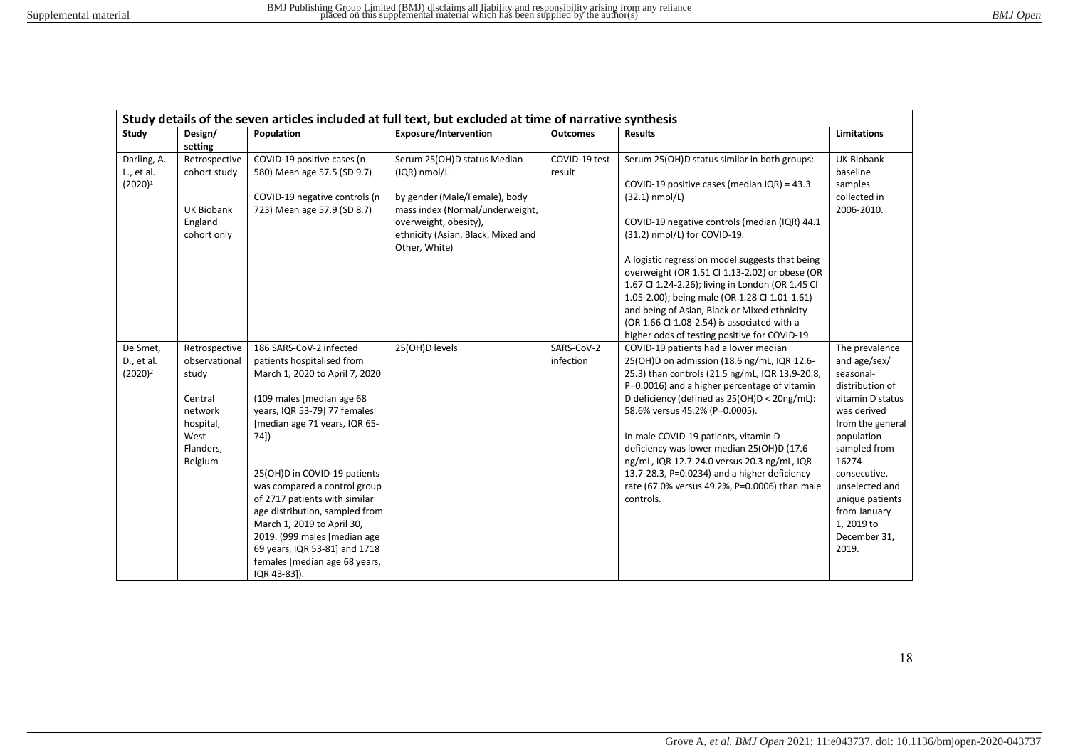| Study details of the seven articles included at full text, but excluded at time of narrative synthesis | | | | | | |
|---|---|---|---|---|---|---|
| **Study** | **Design/ setting** | **Population** | **Exposure/Intervention** | **Outcomes** | **Results** | **Limitations** |
| Darling, A. L., et al. (2020)[1] | Retrospective cohort study<br><br>UK Biobank England cohort only | COVID-19 positive cases (n 580) Mean age 57.5 (SD 9.7)<br><br>COVID-19 negative controls (n 723) Mean age 57.9 (SD 8.7) | Serum 25(OH)D status Median (IQR) nmol/L<br><br>by gender (Male/Female), body mass index (Normal/underweight, overweight, obesity), ethnicity (Asian, Black, Mixed and Other, White) | COVID-19 test result | Serum 25(OH)D status similar in both groups:<br><br>COVID-19 positive cases (median IQR) = 43.3 (32.1) nmol/L)<br><br>COVID-19 negative controls (median (IQR) 44.1 (31.2) nmol/L) for COVID-19.<br><br>A logistic regression model suggests that being overweight (OR 1.51 CI 1.13-2.02) or obese (OR 1.67 CI 1.24-2.26); living in London (OR 1.45 CI 1.05-2.00); being male (OR 1.28 CI 1.01-1.61) and being of Asian, Black or Mixed ethnicity (OR 1.66 CI 1.08-2.54) is associated with a higher odds of testing positive for COVID-19 | UK Biobank baseline samples collected in 2006-2010. |
| De Smet, D., et al. (2020)[2] | Retrospective observational study<br><br>Central network hospital, West Flanders, Belgium | 186 SARS-CoV-2 infected patients hospitalised from March 1, 2020 to April 7, 2020<br><br>(109 males [median age 68 years, IQR 53-79] 77 females [median age 71 years, IQR 65-74])<br><br>25(OH)D in COVID-19 patients was compared a control group of 2717 patients with similar age distribution, sampled from March 1, 2019 to April 30, 2019. (999 males [median age 69 years, IQR 53-81] and 1718 females [median age 68 years, IQR 43-83]). | 25(OH)D levels | SARS-CoV-2 infection | COVID-19 patients had a lower median 25(OH)D on admission (18.6 ng/mL, IQR 12.6-25.3) than controls (21.5 ng/mL, IQR 13.9-20.8, P=0.0016) and a higher percentage of vitamin D deficiency (defined as 25(OH)D < 20ng/mL): 58.6% versus 45.2% (P=0.0005).<br><br>In male COVID-19 patients, vitamin D deficiency was lower median 25(OH)D (17.6 ng/mL, IQR 12.7-24.0 versus 20.3 ng/mL, IQR 13.7-28.3, P=0.0234) and a higher deficiency rate (67.0% versus 49.2%, P=0.0006) than male controls. | The prevalence and age/sex/ seasonal-distribution of vitamin D status was derived from the general population sampled from 16274 consecutive, unselected and unique patients from January 1, 2019 to December 31, 2019. |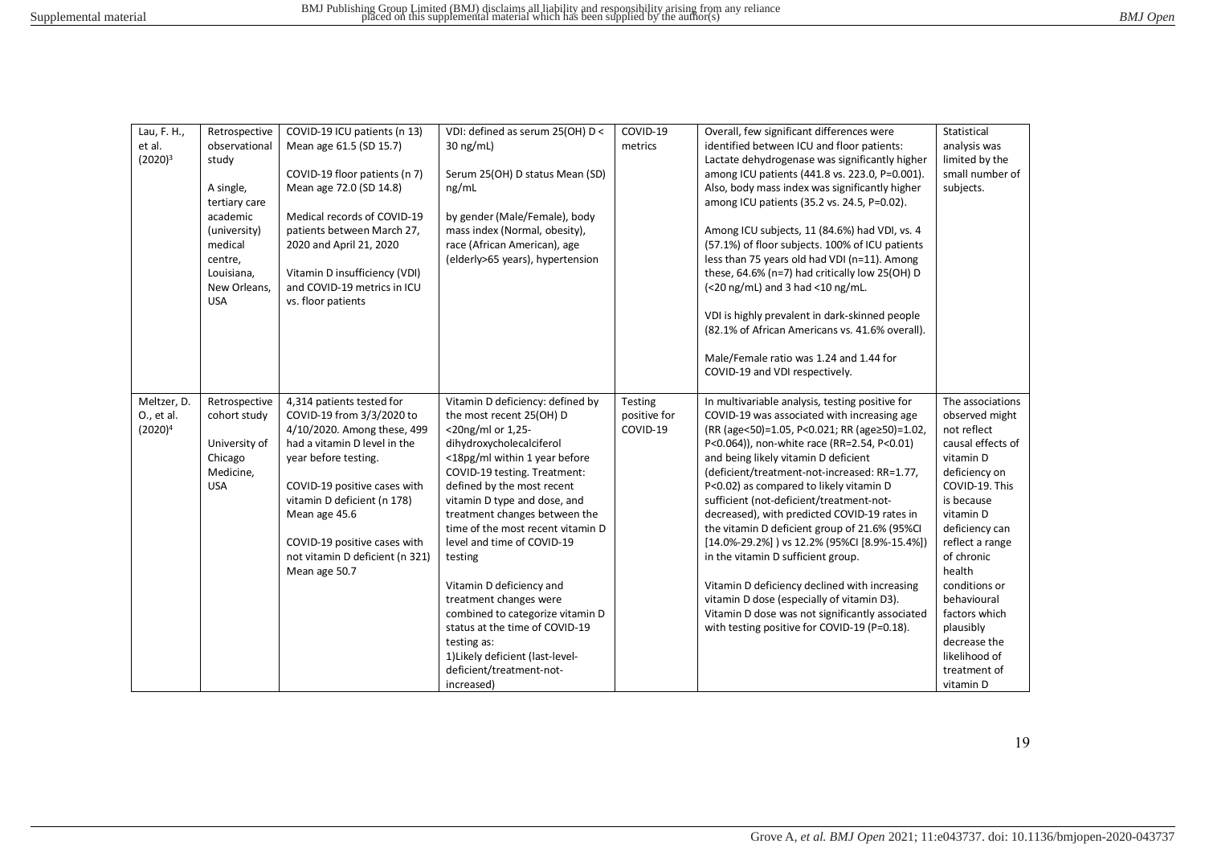| Lau, F. H., et al. (2020)[3] | Retrospective observational study<br><br>A single, tertiary care academic (university) medical centre, Louisiana, New Orleans, USA | COVID-19 ICU patients (n 13) Mean age 61.5 (SD 15.7)<br><br>COVID-19 floor patients (n 7) Mean age 72.0 (SD 14.8)<br><br>Medical records of COVID-19 patients between March 27, 2020 and April 21, 2020<br><br>Vitamin D insufficiency (VDI) and COVID-19 metrics in ICU vs. floor patients | VDI: defined as serum 25(OH) D < 30 ng/mL)<br><br>Serum 25(OH) D status Mean (SD) ng/mL<br><br>by gender (Male/Female), body mass index (Normal, obesity), race (African American), age (elderly>65 years), hypertension | COVID-19 metrics | Overall, few significant differences were identified between ICU and floor patients: Lactate dehydrogenase was significantly higher among ICU patients (441.8 vs. 223.0, P=0.001). Also, body mass index was significantly higher among ICU patients (35.2 vs. 24.5, P=0.02).<br><br>Among ICU subjects, 11 (84.6%) had VDI, vs. 4 (57.1%) of floor subjects. 100% of ICU patients less than 75 years old had VDI (n=11). Among these, 64.6% (n=7) had critically low 25(OH) D (<20 ng/mL) and 3 had <10 ng/mL.<br><br>VDI is highly prevalent in dark-skinned people (82.1% of African Americans vs. 41.6% overall).<br><br>Male/Female ratio was 1.24 and 1.44 for COVID-19 and VDI respectively. | Statistical analysis was limited by the small number of subjects. |
|---|---|---|---|---|---|---|
| Meltzer, D. O., et al. (2020)[4] | Retrospective cohort study<br><br>University of Chicago Medicine, USA | 4,314 patients tested for COVID-19 from 3/3/2020 to 4/10/2020. Among these, 499 had a vitamin D level in the year before testing.<br><br>COVID-19 positive cases with vitamin D deficient (n 178) Mean age 45.6<br><br>COVID-19 positive cases with not vitamin D deficient (n 321) Mean age 50.7 | Vitamin D deficiency: defined by the most recent 25(OH) D <20ng/ml or 1,25-dihydroxycholecalciferol <18pg/ml within 1 year before COVID-19 testing. Treatment: defined by the most recent vitamin D type and dose, and treatment changes between the time of the most recent vitamin D level and time of COVID-19 testing<br><br>Vitamin D deficiency and treatment changes were combined to categorize vitamin D status at the time of COVID-19 testing as:<br>1)Likely deficient (last-level-deficient/treatment-not-increased) | Testing positive for COVID-19 | In multivariable analysis, testing positive for COVID-19 was associated with increasing age (RR (age<50)=1.05, P<0.021; RR (age≥50)=1.02, P<0.064)), non-white race (RR=2.54, P<0.01) and being likely vitamin D deficient (deficient/treatment-not-increased: RR=1.77, P<0.02) as compared to likely vitamin D sufficient (not-deficient/treatment-not-decreased), with predicted COVID-19 rates in the vitamin D deficient group of 21.6% (95%CI [14.0%-29.2%] ) vs 12.2% (95%CI [8.9%-15.4%]) in the vitamin D sufficient group.<br><br>Vitamin D deficiency declined with increasing vitamin D dose (especially of vitamin D3). Vitamin D dose was not significantly associated with testing positive for COVID-19 (P=0.18). | The associations observed might not reflect causal effects of vitamin D deficiency on COVID-19. This is because vitamin D deficiency can reflect a range of chronic health conditions or behavioural factors which plausibly decrease the likelihood of treatment of vitamin D |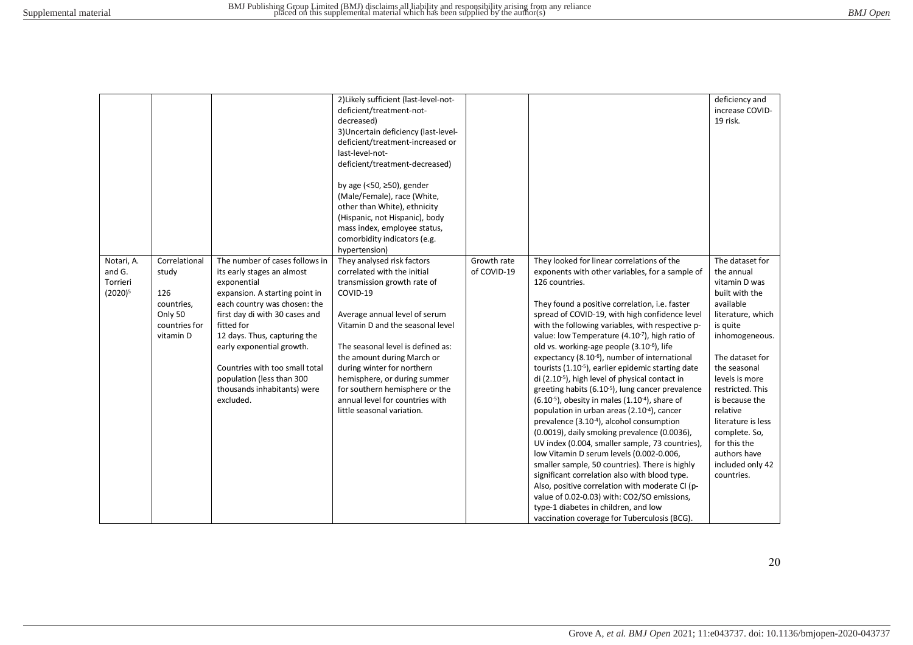| | | | | | | |
|---|---|---|---|---|---|---|
| | | | 2)Likely sufficient (last-level-not-deficient/treatment-not-decreased)<br>3)Uncertain deficiency (last-level-deficient/treatment-increased or last-level-not-deficient/treatment-decreased)<br><br>by age (<50, ≥50), gender (Male/Female), race (White, other than White), ethnicity (Hispanic, not Hispanic), body mass index, employee status, comorbidity indicators (e.g. hypertension) | | | deficiency and increase COVID-19 risk. |
| Notari, A. and G. Torrieri (2020)[5] | Correlational study<br><br>126 countries, Only 50 countries for vitamin D | The number of cases follows in its early stages an almost exponential expansion. A starting point in each country was chosen: the first day di with 30 cases and fitted for 12 days. Thus, capturing the early exponential growth.<br><br>Countries with too small total population (less than 300 thousands inhabitants) were excluded. | They analysed risk factors correlated with the initial transmission growth rate of COVID-19<br><br>Average annual level of serum Vitamin D and the seasonal level<br><br>The seasonal level is defined as: the amount during March or during winter for northern hemisphere, or during summer for southern hemisphere or the annual level for countries with little seasonal variation. | Growth rate of COVID-19 | They looked for linear correlations of the exponents with other variables, for a sample of 126 countries.<br><br>They found a positive correlation, i.e. faster spread of COVID-19, with high confidence level with the following variables, with respective p-value: low Temperature ($4.10^{-7}$), high ratio of old vs. working-age people ($3.10^{-6}$), life expectancy ($8.10^{-6}$), number of international tourists ($1.10^{-5}$), earlier epidemic starting date di ($2.10^{-5}$), high level of physical contact in greeting habits ($6.10^{-5}$), lung cancer prevalence ($6.10^{-5}$), obesity in males ($1.10^{-4}$), share of population in urban areas ($2.10^{-4}$), cancer prevalence ($3.10^{-4}$), alcohol consumption (0.0019), daily smoking prevalence (0.0036), UV index (0.004, smaller sample, 73 countries), low Vitamin D serum levels (0.002-0.006, smaller sample, 50 countries). There is highly significant correlation also with blood type. Also, positive correlation with moderate CI (p-value of 0.02-0.03) with: CO2/SO emissions, type-1 diabetes in children, and low vaccination coverage for Tuberculosis (BCG). | The dataset for the annual vitamin D was built with the available literature, which is quite inhomogeneous.<br><br>The dataset for the seasonal levels is more restricted. This is because the relative literature is less complete. So, for this the authors have included only 42 countries. |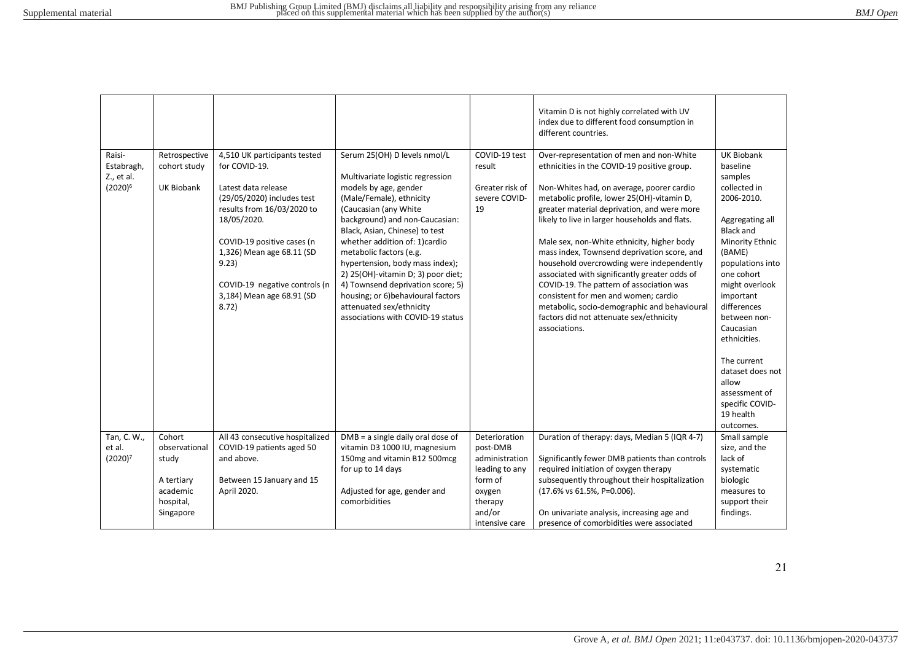| | | | | | | |
|---|---|---|---|---|---|---|
| | | | | | Vitamin D is not highly correlated with UV index due to different food consumption in different countries. | |
| Raisi-Estabragh, Z., et al. (2020)[6] | Retrospective cohort study<br><br>UK Biobank | 4,510 UK participants tested for COVID-19.<br><br>Latest data release (29/05/2020) includes test results from 16/03/2020 to 18/05/2020.<br><br>COVID-19 positive cases (n 1,326) Mean age 68.11 (SD 9.23)<br><br>COVID-19 negative controls (n 3,184) Mean age 68.91 (SD 8.72) | Serum 25(OH) D levels nmol/L<br><br>Multivariate logistic regression models by age, gender (Male/Female), ethnicity (Caucasian (any White background) and non-Caucasian: Black, Asian, Chinese) to test whether addition of: 1)cardio metabolic factors (e.g. hypertension, body mass index); 2) 25(OH)-vitamin D; 3) poor diet; 4) Townsend deprivation score; 5) housing; or 6)behavioural factors attenuated sex/ethnicity associations with COVID-19 status | COVID-19 test result<br><br>Greater risk of severe COVID-19 | Over-representation of men and non-White ethnicities in the COVID-19 positive group.<br><br>Non-Whites had, on average, poorer cardio metabolic profile, lower 25(OH)-vitamin D, greater material deprivation, and were more likely to live in larger households and flats.<br><br>Male sex, non-White ethnicity, higher body mass index, Townsend deprivation score, and household overcrowding were independently associated with significantly greater odds of COVID-19. The pattern of association was consistent for men and women; cardio metabolic, socio-demographic and behavioural factors did not attenuate sex/ethnicity associations. | UK Biobank baseline samples collected in 2006-2010.<br><br>Aggregating all Black and Minority Ethnic (BAME) populations into one cohort might overlook important differences between non-Caucasian ethnicities.<br><br>The current dataset does not allow assessment of specific COVID-19 health outcomes. |
| Tan, C. W., et al. (2020)[7] | Cohort observational study<br><br>A tertiary academic hospital, Singapore | All 43 consecutive hospitalized COVID-19 patients aged 50 and above.<br><br>Between 15 January and 15 April 2020. | DMB = a single daily oral dose of vitamin D3 1000 IU, magnesium 150mg and vitamin B12 500mcg for up to 14 days<br><br>Adjusted for age, gender and comorbidities | Deterioration post-DMB administration leading to any form of oxygen therapy and/or intensive care | Duration of therapy: days, Median 5 (IQR 4-7)<br><br>Significantly fewer DMB patients than controls required initiation of oxygen therapy subsequently throughout their hospitalization (17.6% vs 61.5%, P=0.006).<br><br>On univariate analysis, increasing age and presence of comorbidities were associated | Small sample size, and the lack of systematic biologic measures to support their findings. |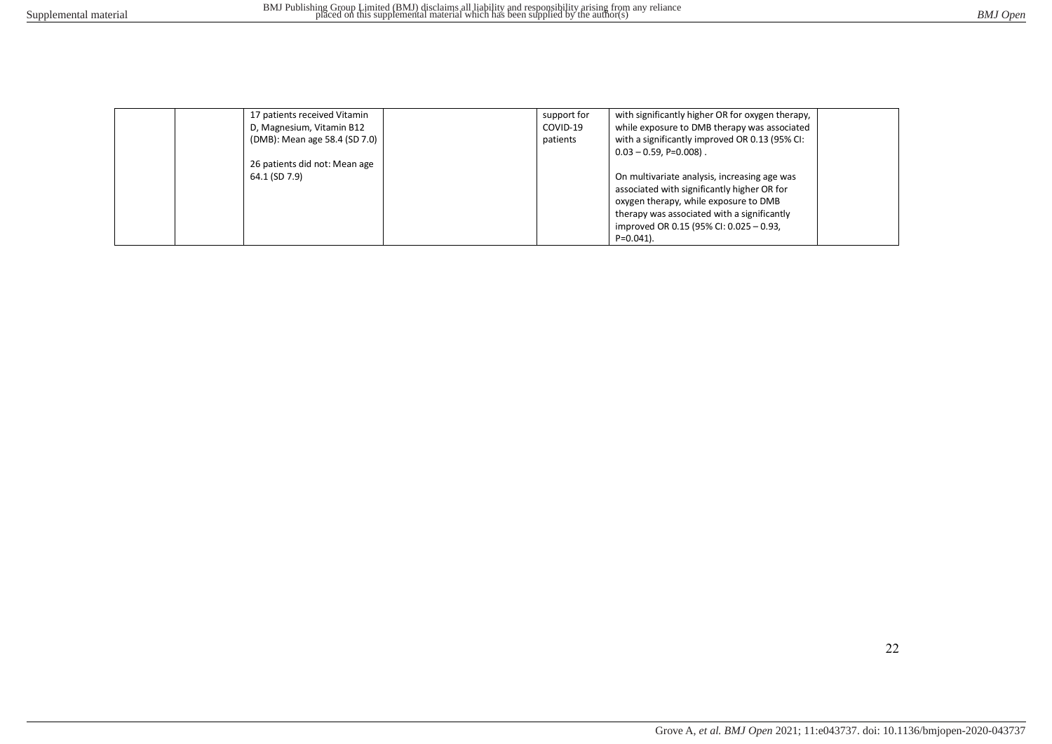|  |  |  |  |  |  |  |
|---|---|---|---|---|---|---|
|  |  | 17 patients received Vitamin D, Magnesium, Vitamin B12 (DMB): Mean age 58.4 (SD 7.0)<br><br>26 patients did not: Mean age 64.1 (SD 7.9) |  | support for COVID-19 patients | with significantly higher OR for oxygen therapy, while exposure to DMB therapy was associated with a significantly improved OR 0.13 (95% CI: 0.03 – 0.59, P=0.008) .<br><br>On multivariate analysis, increasing age was associated with significantly higher OR for oxygen therapy, while exposure to DMB therapy was associated with a significantly improved OR 0.15 (95% CI: 0.025 – 0.93, P=0.041). |  |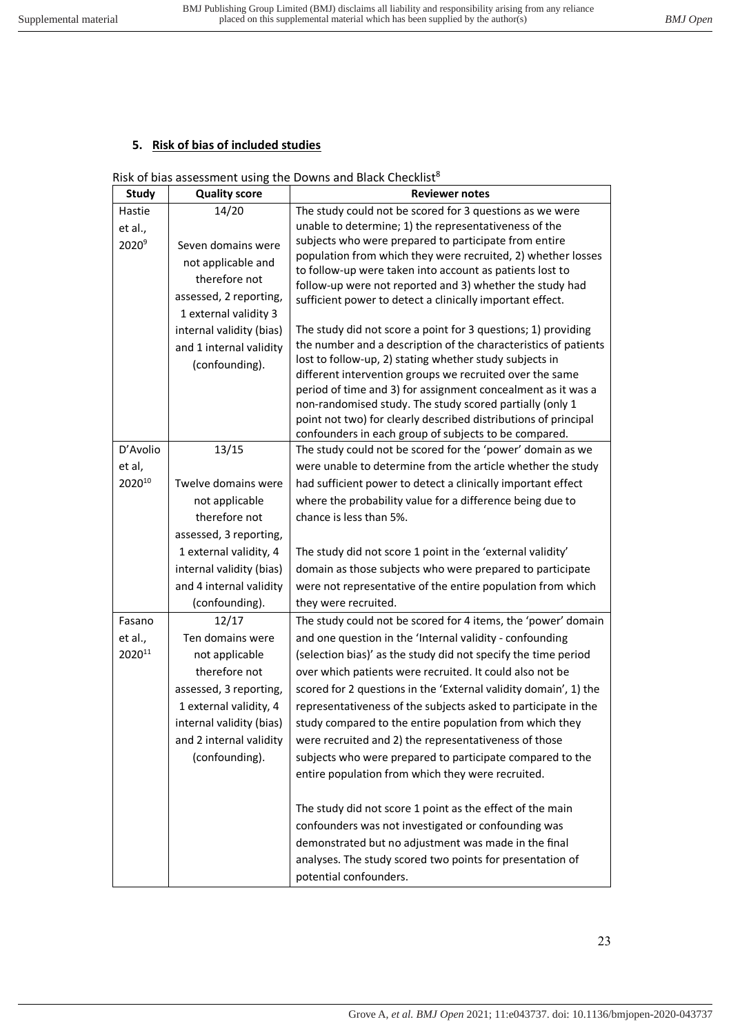## 5. Risk of bias of included studies

Risk of bias assessment using the Downs and Black Checklist[8]

| Study | Quality score | Reviewer notes |
|---|---|---|
| Hastie et al., 2020[9] | 14/20<br><br>Seven domains were not applicable and therefore not assessed, 2 reporting, 1 external validity 3 internal validity (bias) and 1 internal validity (confounding). | The study could not be scored for 3 questions as we were unable to determine; 1) the representativeness of the subjects who were prepared to participate from entire population from which they were recruited, 2) whether losses to follow-up were taken into account as patients lost to follow-up were not reported and 3) whether the study had sufficient power to detect a clinically important effect.<br><br>The study did not score a point for 3 questions; 1) providing the number and a description of the characteristics of patients lost to follow-up, 2) stating whether study subjects in different intervention groups we recruited over the same period of time and 3) for assignment concealment as it was a non-randomised study. The study scored partially (only 1 point not two) for clearly described distributions of principal confounders in each group of subjects to be compared. |
| D'Avolio et al, 2020[10] | 13/15<br><br>Twelve domains were not applicable therefore not assessed, 3 reporting, 1 external validity, 4 internal validity (bias) and 4 internal validity (confounding). | The study could not be scored for the 'power' domain as we were unable to determine from the article whether the study had sufficient power to detect a clinically important effect where the probability value for a difference being due to chance is less than 5%.<br><br>The study did not score 1 point in the 'external validity' domain as those subjects who were prepared to participate were not representative of the entire population from which they were recruited. |
| Fasano et al., 2020[11] | 12/17<br>Ten domains were not applicable therefore not assessed, 3 reporting, 1 external validity, 4 internal validity (bias) and 2 internal validity (confounding). | The study could not be scored for 4 items, the 'power' domain and one question in the 'Internal validity - confounding (selection bias)' as the study did not specify the time period over which patients were recruited. It could also not be scored for 2 questions in the 'External validity domain', 1) the representativeness of the subjects asked to participate in the study compared to the entire population from which they were recruited and 2) the representativeness of those subjects who were prepared to participate compared to the entire population from which they were recruited.<br><br>The study did not score 1 point as the effect of the main confounders was not investigated or confounding was demonstrated but no adjustment was made in the final analyses. The study scored two points for presentation of potential confounders. |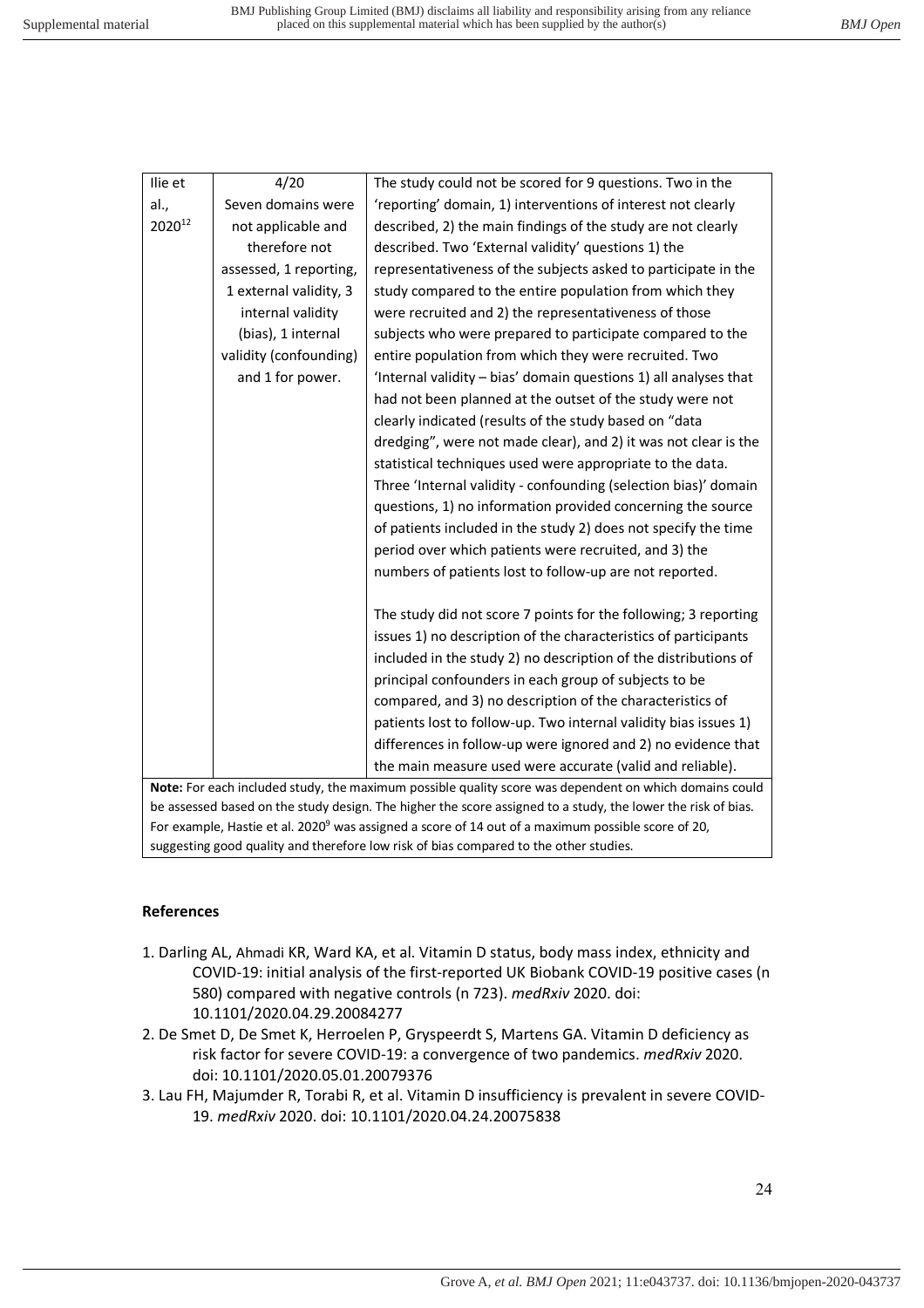| | | |
|---|---|---|
| Ilie et al., 2020[12] | 4/20<br>Seven domains were not applicable and therefore not assessed, 1 reporting, 1 external validity, 3 internal validity (bias), 1 internal validity (confounding) and 1 for power. | The study could not be scored for 9 questions. Two in the 'reporting' domain, 1) interventions of interest not clearly described, 2) the main findings of the study are not clearly described. Two 'External validity' questions 1) the representativeness of the subjects asked to participate in the study compared to the entire population from which they were recruited and 2) the representativeness of those subjects who were prepared to participate compared to the entire population from which they were recruited. Two 'Internal validity – bias' domain questions 1) all analyses that had not been planned at the outset of the study were not clearly indicated (results of the study based on "data dredging", were not made clear), and 2) it was not clear is the statistical techniques used were appropriate to the data. Three 'Internal validity - confounding (selection bias)' domain questions, 1) no information provided concerning the source of patients included in the study 2) does not specify the time period over which patients were recruited, and 3) the numbers of patients lost to follow-up are not reported.<br><br>The study did not score 7 points for the following; 3 reporting issues 1) no description of the characteristics of participants included in the study 2) no description of the distributions of principal confounders in each group of subjects to be compared, and 3) no description of the characteristics of patients lost to follow-up. Two internal validity bias issues 1) differences in follow-up were ignored and 2) no evidence that the main measure used were accurate (valid and reliable). |

**Note:** For each included study, the maximum possible quality score was dependent on which domains could be assessed based on the study design. The higher the score assigned to a study, the lower the risk of bias. For example, Hastie et al. 2020[9] was assigned a score of 14 out of a maximum possible score of 20, suggesting good quality and therefore low risk of bias compared to the other studies.

## References

1. Darling AL, Ahmadi KR, Ward KA, et al. Vitamin D status, body mass index, ethnicity and COVID-19: initial analysis of the first-reported UK Biobank COVID-19 positive cases (n 580) compared with negative controls (n 723). *medRxiv* 2020. doi: 10.1101/2020.04.29.20084277
2. De Smet D, De Smet K, Herroelen P, Gryspeerdt S, Martens GA. Vitamin D deficiency as risk factor for severe COVID-19: a convergence of two pandemics. *medRxiv* 2020. doi: 10.1101/2020.05.01.20079376
3. Lau FH, Majumder R, Torabi R, et al. Vitamin D insufficiency is prevalent in severe COVID-19. *medRxiv* 2020. doi: 10.1101/2020.04.24.20075838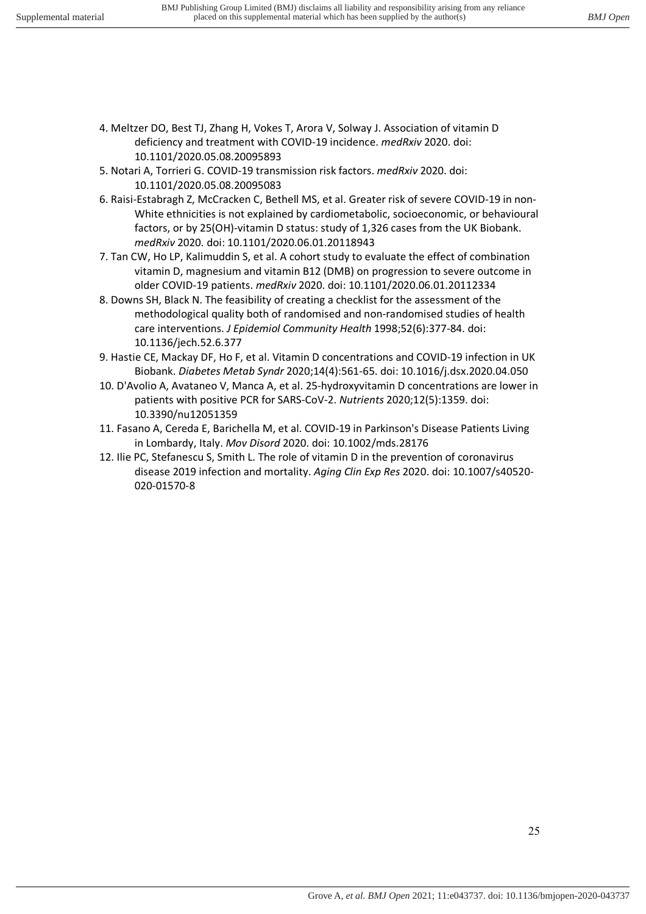4. Meltzer DO, Best TJ, Zhang H, Vokes T, Arora V, Solway J. Association of vitamin D deficiency and treatment with COVID-19 incidence. *medRxiv* 2020. doi: 10.1101/2020.05.08.20095893
5. Notari A, Torrieri G. COVID-19 transmission risk factors. *medRxiv* 2020. doi: 10.1101/2020.05.08.20095083
6. Raisi-Estabragh Z, McCracken C, Bethell MS, et al. Greater risk of severe COVID-19 in non-White ethnicities is not explained by cardiometabolic, socioeconomic, or behavioural factors, or by 25(OH)-vitamin D status: study of 1,326 cases from the UK Biobank. *medRxiv* 2020. doi: 10.1101/2020.06.01.20118943
7. Tan CW, Ho LP, Kalimuddin S, et al. A cohort study to evaluate the effect of combination vitamin D, magnesium and vitamin B12 (DMB) on progression to severe outcome in older COVID-19 patients. *medRxiv* 2020. doi: 10.1101/2020.06.01.20112334
8. Downs SH, Black N. The feasibility of creating a checklist for the assessment of the methodological quality both of randomised and non-randomised studies of health care interventions. *J Epidemiol Community Health* 1998;52(6):377-84. doi: 10.1136/jech.52.6.377
9. Hastie CE, Mackay DF, Ho F, et al. Vitamin D concentrations and COVID-19 infection in UK Biobank. *Diabetes Metab Syndr* 2020;14(4):561-65. doi: 10.1016/j.dsx.2020.04.050
10. D'Avolio A, Avataneo V, Manca A, et al. 25-hydroxyvitamin D concentrations are lower in patients with positive PCR for SARS-CoV-2. *Nutrients* 2020;12(5):1359. doi: 10.3390/nu12051359
11. Fasano A, Cereda E, Barichella M, et al. COVID-19 in Parkinson's Disease Patients Living in Lombardy, Italy. *Mov Disord* 2020. doi: 10.1002/mds.28176
12. Ilie PC, Stefanescu S, Smith L. The role of vitamin D in the prevention of coronavirus disease 2019 infection and mortality. *Aging Clin Exp Res* 2020. doi: 10.1007/s40520-020-01570-8